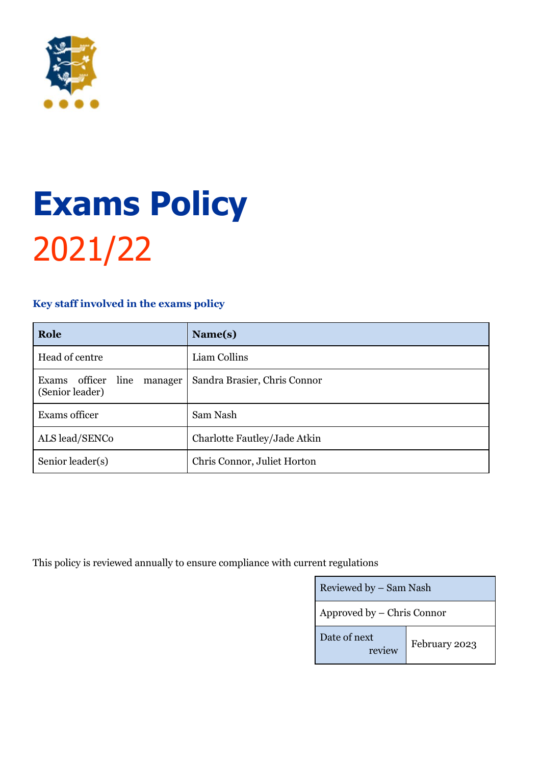# Exams Policy

## 2021/22

### Key staff involved in the exams policy

| Role | Name(s) |
|---|---|
| Head of centre | Liam Collins |
| Exams officer line manager (Senior leader) | Sandra Brasier, Chris Connor |
| Exams officer | Sam Nash |
| ALS lead/SENCo | Charlotte Fautley/Jade Atkin |
| Senior leader(s) | Chris Connor, Juliet Horton |

This policy is reviewed annually to ensure compliance with current regulations

| Reviewed by – Sam Nash | |
|---|---|
| Approved by – Chris Connor | |
| Date of next review | February 2023 |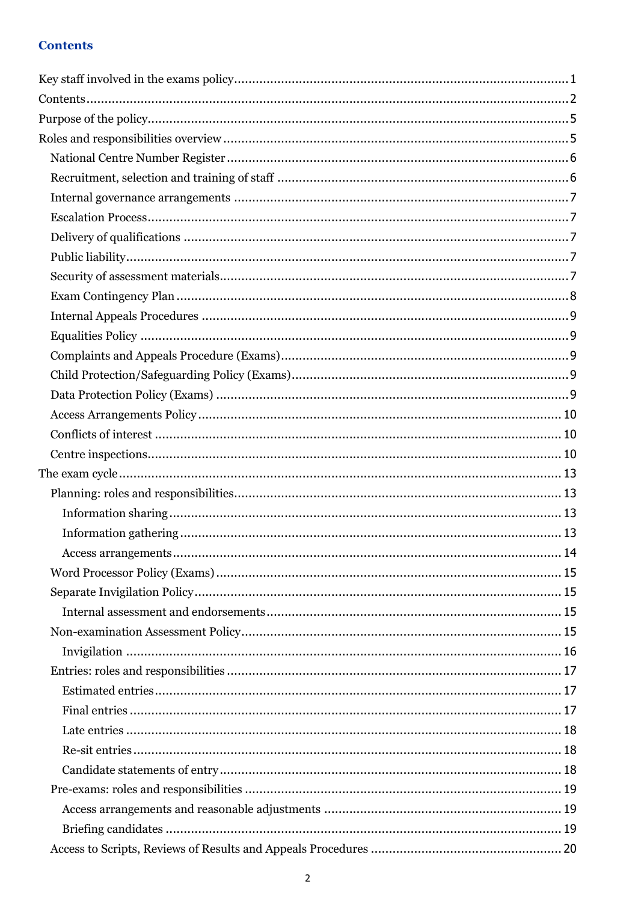## Contents

- Key staff involved in the exams policy ... 1
- Contents ... 2
- Purpose of the policy ... 5
- Roles and responsibilities overview ... 5
  - National Centre Number Register ... 6
  - Recruitment, selection and training of staff ... 6
  - Internal governance arrangements ... 7
  - Escalation Process ... 7
  - Delivery of qualifications ... 7
  - Public liability ... 7
  - Security of assessment materials ... 7
  - Exam Contingency Plan ... 8
  - Internal Appeals Procedures ... 9
  - Equalities Policy ... 9
  - Complaints and Appeals Procedure (Exams) ... 9
  - Child Protection/Safeguarding Policy (Exams) ... 9
  - Data Protection Policy (Exams) ... 9
  - Access Arrangements Policy ... 10
  - Conflicts of interest ... 10
  - Centre inspections ... 10
- The exam cycle ... 13
  - Planning: roles and responsibilities ... 13
    - Information sharing ... 13
    - Information gathering ... 13
    - Access arrangements ... 14
  - Word Processor Policy (Exams) ... 15
  - Separate Invigilation Policy ... 15
    - Internal assessment and endorsements ... 15
  - Non-examination Assessment Policy ... 15
    - Invigilation ... 16
  - Entries: roles and responsibilities ... 17
    - Estimated entries ... 17
    - Final entries ... 17
    - Late entries ... 18
    - Re-sit entries ... 18
    - Candidate statements of entry ... 18
  - Pre-exams: roles and responsibilities ... 19
    - Access arrangements and reasonable adjustments ... 19
    - Briefing candidates ... 19
  - Access to Scripts, Reviews of Results and Appeals Procedures ... 20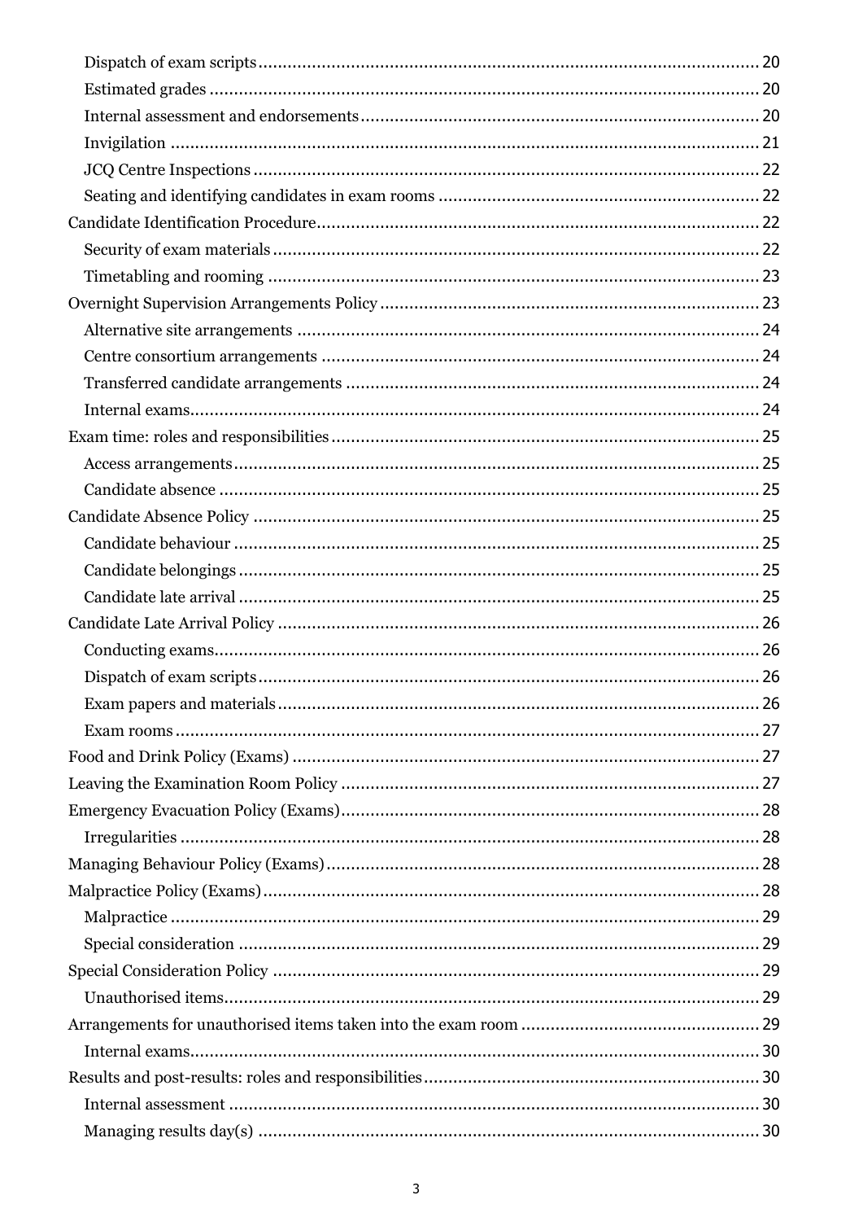Dispatch of exam scripts ..... 20
Estimated grades ..... 20
Internal assessment and endorsements ..... 20
Invigilation ..... 21
JCQ Centre Inspections ..... 22
Seating and identifying candidates in exam rooms ..... 22
Candidate Identification Procedure ..... 22
Security of exam materials ..... 22
Timetabling and rooming ..... 23
Overnight Supervision Arrangements Policy ..... 23
Alternative site arrangements ..... 24
Centre consortium arrangements ..... 24
Transferred candidate arrangements ..... 24
Internal exams ..... 24
Exam time: roles and responsibilities ..... 25
Access arrangements ..... 25
Candidate absence ..... 25
Candidate Absence Policy ..... 25
Candidate behaviour ..... 25
Candidate belongings ..... 25
Candidate late arrival ..... 25
Candidate Late Arrival Policy ..... 26
Conducting exams ..... 26
Dispatch of exam scripts ..... 26
Exam papers and materials ..... 26
Exam rooms ..... 27
Food and Drink Policy (Exams) ..... 27
Leaving the Examination Room Policy ..... 27
Emergency Evacuation Policy (Exams) ..... 28
Irregularities ..... 28
Managing Behaviour Policy (Exams) ..... 28
Malpractice Policy (Exams) ..... 28
Malpractice ..... 29
Special consideration ..... 29
Special Consideration Policy ..... 29
Unauthorised items ..... 29
Arrangements for unauthorised items taken into the exam room ..... 29
Internal exams ..... 30
Results and post-results: roles and responsibilities ..... 30
Internal assessment ..... 30
Managing results day(s) ..... 30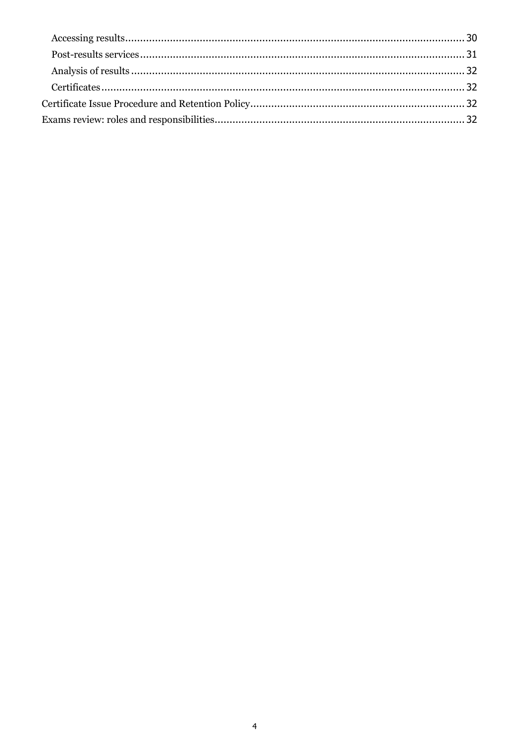Accessing results .................................................................................................................. 30
Post-results services ............................................................................................................. 31
Analysis of results ................................................................................................................. 32
Certificates ............................................................................................................................ 32
Certificate Issue Procedure and Retention Policy ........................................................................ 32
Exams review: roles and responsibilities ..................................................................................... 32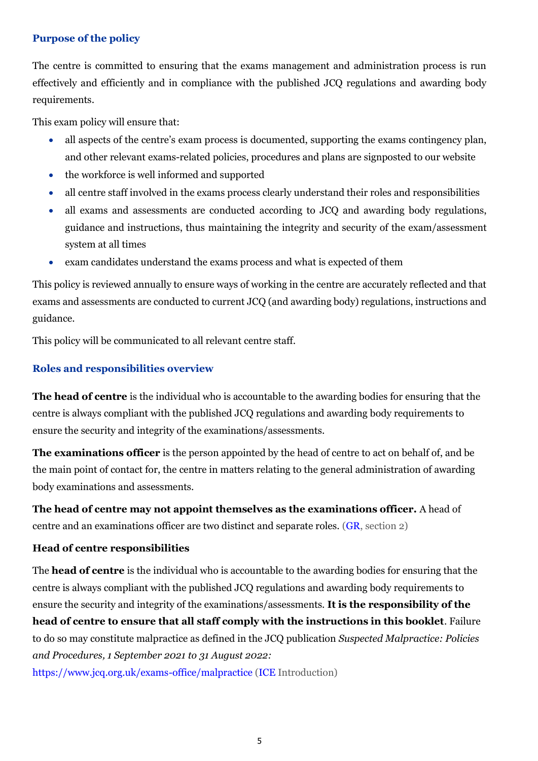## Purpose of the policy

The centre is committed to ensuring that the exams management and administration process is run effectively and efficiently and in compliance with the published JCQ regulations and awarding body requirements.

This exam policy will ensure that:

- all aspects of the centre's exam process is documented, supporting the exams contingency plan, and other relevant exams-related policies, procedures and plans are signposted to our website
- the workforce is well informed and supported
- all centre staff involved in the exams process clearly understand their roles and responsibilities
- all exams and assessments are conducted according to JCQ and awarding body regulations, guidance and instructions, thus maintaining the integrity and security of the exam/assessment system at all times
- exam candidates understand the exams process and what is expected of them

This policy is reviewed annually to ensure ways of working in the centre are accurately reflected and that exams and assessments are conducted to current JCQ (and awarding body) regulations, instructions and guidance.

This policy will be communicated to all relevant centre staff.

## Roles and responsibilities overview

**The head of centre** is the individual who is accountable to the awarding bodies for ensuring that the centre is always compliant with the published JCQ regulations and awarding body requirements to ensure the security and integrity of the examinations/assessments.

**The examinations officer** is the person appointed by the head of centre to act on behalf of, and be the main point of contact for, the centre in matters relating to the general administration of awarding body examinations and assessments.

**The head of centre may not appoint themselves as the examinations officer.** A head of centre and an examinations officer are two distinct and separate roles. (GR, section 2)

### Head of centre responsibilities

The **head of centre** is the individual who is accountable to the awarding bodies for ensuring that the centre is always compliant with the published JCQ regulations and awarding body requirements to ensure the security and integrity of the examinations/assessments. **It is the responsibility of the head of centre to ensure that all staff comply with the instructions in this booklet**. Failure to do so may constitute malpractice as defined in the JCQ publication *Suspected Malpractice: Policies and Procedures, 1 September 2021 to 31 August 2022:* https://www.jcq.org.uk/exams-office/malpractice (ICE Introduction)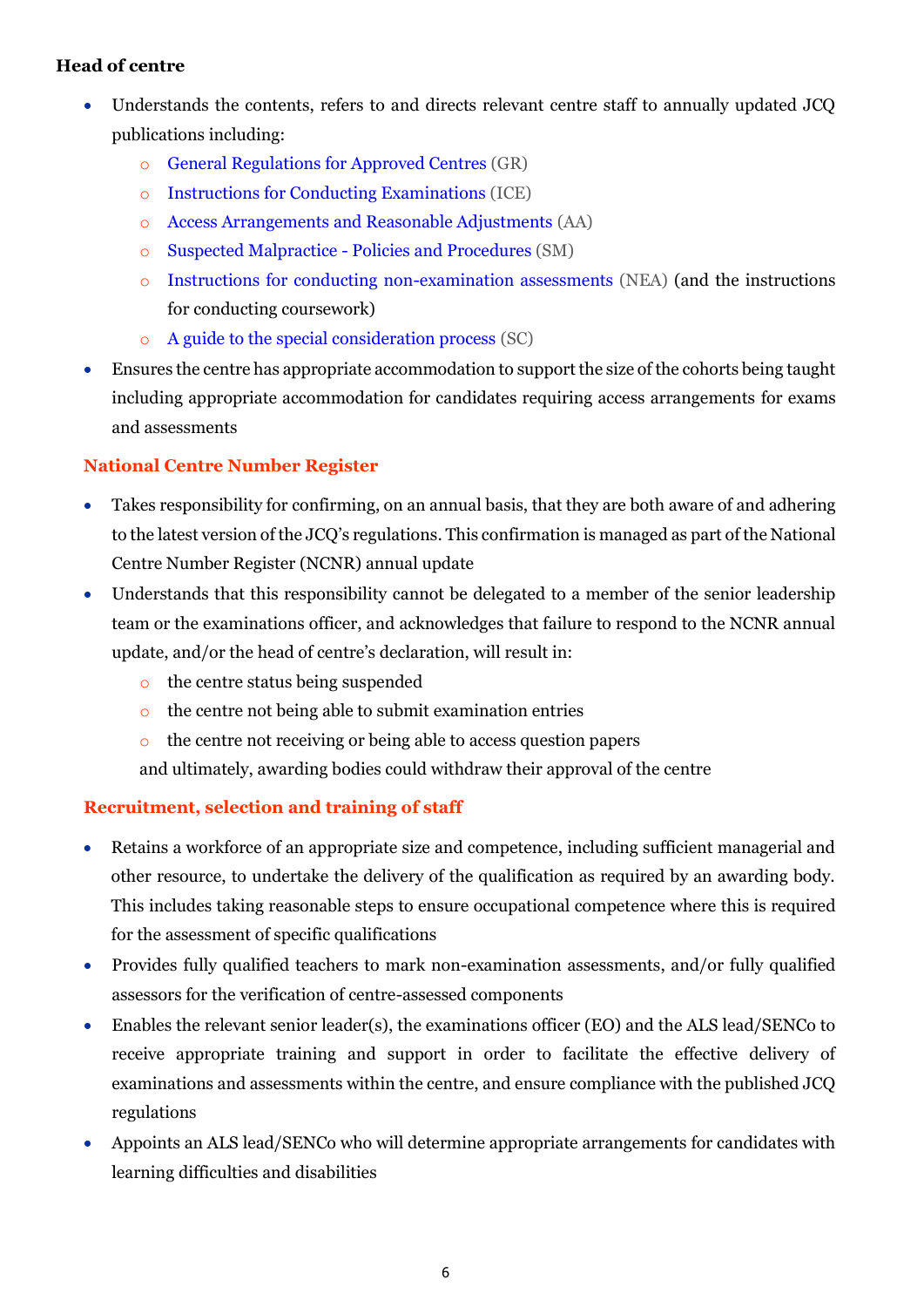### Head of centre

- Understands the contents, refers to and directs relevant centre staff to annually updated JCQ publications including:
  - General Regulations for Approved Centres (GR)
  - Instructions for Conducting Examinations (ICE)
  - Access Arrangements and Reasonable Adjustments (AA)
  - Suspected Malpractice - Policies and Procedures (SM)
  - Instructions for conducting non-examination assessments (NEA) (and the instructions for conducting coursework)
  - A guide to the special consideration process (SC)
- Ensures the centre has appropriate accommodation to support the size of the cohorts being taught including appropriate accommodation for candidates requiring access arrangements for exams and assessments

#### National Centre Number Register

- Takes responsibility for confirming, on an annual basis, that they are both aware of and adhering to the latest version of the JCQ's regulations. This confirmation is managed as part of the National Centre Number Register (NCNR) annual update
- Understands that this responsibility cannot be delegated to a member of the senior leadership team or the examinations officer, and acknowledges that failure to respond to the NCNR annual update, and/or the head of centre's declaration, will result in:
  - the centre status being suspended
  - the centre not being able to submit examination entries
  - the centre not receiving or being able to access question papers

  and ultimately, awarding bodies could withdraw their approval of the centre

#### Recruitment, selection and training of staff

- Retains a workforce of an appropriate size and competence, including sufficient managerial and other resource, to undertake the delivery of the qualification as required by an awarding body. This includes taking reasonable steps to ensure occupational competence where this is required for the assessment of specific qualifications
- Provides fully qualified teachers to mark non-examination assessments, and/or fully qualified assessors for the verification of centre-assessed components
- Enables the relevant senior leader(s), the examinations officer (EO) and the ALS lead/SENCo to receive appropriate training and support in order to facilitate the effective delivery of examinations and assessments within the centre, and ensure compliance with the published JCQ regulations
- Appoints an ALS lead/SENCo who will determine appropriate arrangements for candidates with learning difficulties and disabilities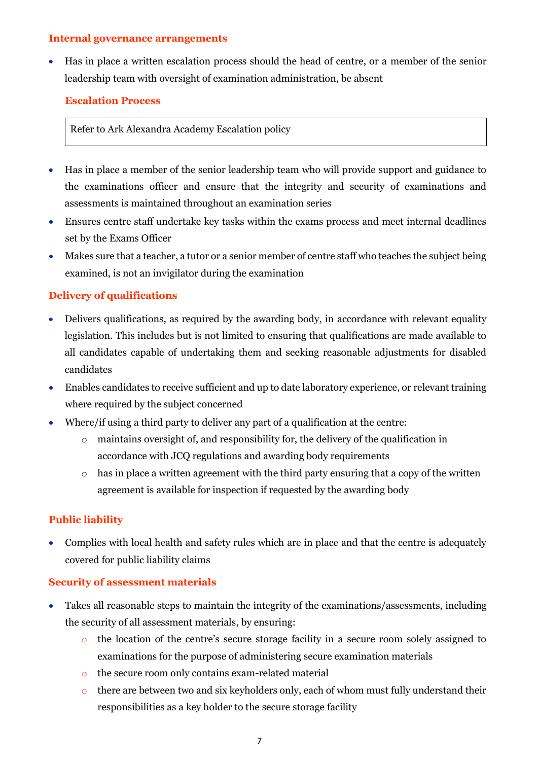### Internal governance arrangements

- Has in place a written escalation process should the head of centre, or a member of the senior leadership team with oversight of examination administration, be absent

#### Escalation Process

| Refer to Ark Alexandra Academy Escalation policy |
|---|

- Has in place a member of the senior leadership team who will provide support and guidance to the examinations officer and ensure that the integrity and security of examinations and assessments is maintained throughout an examination series
- Ensures centre staff undertake key tasks within the exams process and meet internal deadlines set by the Exams Officer
- Makes sure that a teacher, a tutor or a senior member of centre staff who teaches the subject being examined, is not an invigilator during the examination

### Delivery of qualifications

- Delivers qualifications, as required by the awarding body, in accordance with relevant equality legislation. This includes but is not limited to ensuring that qualifications are made available to all candidates capable of undertaking them and seeking reasonable adjustments for disabled candidates
- Enables candidates to receive sufficient and up to date laboratory experience, or relevant training where required by the subject concerned
- Where/if using a third party to deliver any part of a qualification at the centre:
  - maintains oversight of, and responsibility for, the delivery of the qualification in accordance with JCQ regulations and awarding body requirements
  - has in place a written agreement with the third party ensuring that a copy of the written agreement is available for inspection if requested by the awarding body

### Public liability

- Complies with local health and safety rules which are in place and that the centre is adequately covered for public liability claims

### Security of assessment materials

- Takes all reasonable steps to maintain the integrity of the examinations/assessments, including the security of all assessment materials, by ensuring:
  - the location of the centre's secure storage facility in a secure room solely assigned to examinations for the purpose of administering secure examination materials
  - the secure room only contains exam-related material
  - there are between two and six keyholders only, each of whom must fully understand their responsibilities as a key holder to the secure storage facility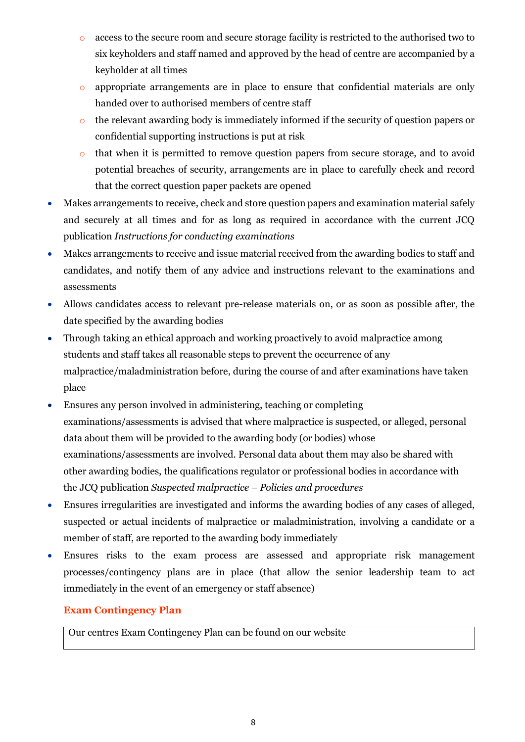- access to the secure room and secure storage facility is restricted to the authorised two to six keyholders and staff named and approved by the head of centre are accompanied by a keyholder at all times
    - appropriate arrangements are in place to ensure that confidential materials are only handed over to authorised members of centre staff
    - the relevant awarding body is immediately informed if the security of question papers or confidential supporting instructions is put at risk
    - that when it is permitted to remove question papers from secure storage, and to avoid potential breaches of security, arrangements are in place to carefully check and record that the correct question paper packets are opened
- Makes arrangements to receive, check and store question papers and examination material safely and securely at all times and for as long as required in accordance with the current JCQ publication *Instructions for conducting examinations*
- Makes arrangements to receive and issue material received from the awarding bodies to staff and candidates, and notify them of any advice and instructions relevant to the examinations and assessments
- Allows candidates access to relevant pre-release materials on, or as soon as possible after, the date specified by the awarding bodies
- Through taking an ethical approach and working proactively to avoid malpractice among students and staff takes all reasonable steps to prevent the occurrence of any malpractice/maladministration before, during the course of and after examinations have taken place
- Ensures any person involved in administering, teaching or completing examinations/assessments is advised that where malpractice is suspected, or alleged, personal data about them will be provided to the awarding body (or bodies) whose examinations/assessments are involved. Personal data about them may also be shared with other awarding bodies, the qualifications regulator or professional bodies in accordance with the JCQ publication *Suspected malpractice – Policies and procedures*
- Ensures irregularities are investigated and informs the awarding bodies of any cases of alleged, suspected or actual incidents of malpractice or maladministration, involving a candidate or a member of staff, are reported to the awarding body immediately
- Ensures risks to the exam process are assessed and appropriate risk management processes/contingency plans are in place (that allow the senior leadership team to act immediately in the event of an emergency or staff absence)

### Exam Contingency Plan

| Our centres Exam Contingency Plan can be found on our website |
|---|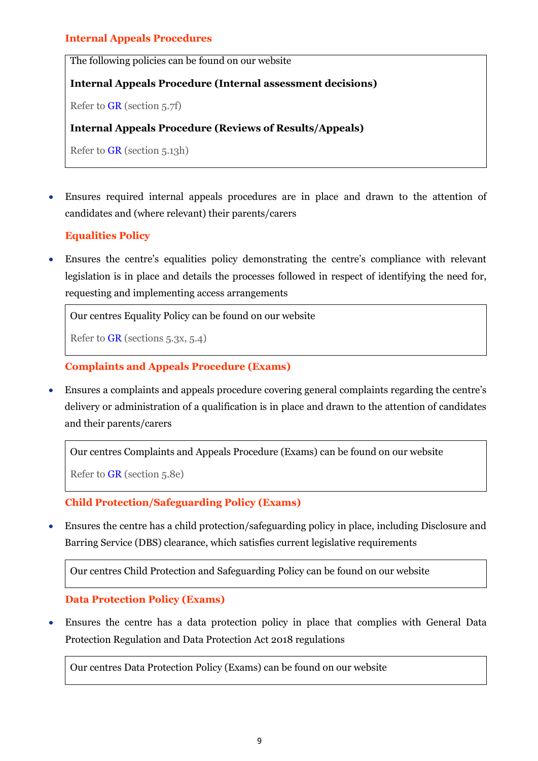### Internal Appeals Procedures

> The following policies can be found on our website
>
> **Internal Appeals Procedure (Internal assessment decisions)**
>
> Refer to GR (section 5.7f)
>
> **Internal Appeals Procedure (Reviews of Results/Appeals)**
>
> Refer to GR (section 5.13h)

- Ensures required internal appeals procedures are in place and drawn to the attention of candidates and (where relevant) their parents/carers

### Equalities Policy

- Ensures the centre's equalities policy demonstrating the centre's compliance with relevant legislation is in place and details the processes followed in respect of identifying the need for, requesting and implementing access arrangements

> Our centres Equality Policy can be found on our website
>
> Refer to GR (sections 5.3x, 5.4)

### Complaints and Appeals Procedure (Exams)

- Ensures a complaints and appeals procedure covering general complaints regarding the centre's delivery or administration of a qualification is in place and drawn to the attention of candidates and their parents/carers

> Our centres Complaints and Appeals Procedure (Exams) can be found on our website
>
> Refer to GR (section 5.8e)

### Child Protection/Safeguarding Policy (Exams)

- Ensures the centre has a child protection/safeguarding policy in place, including Disclosure and Barring Service (DBS) clearance, which satisfies current legislative requirements

> Our centres Child Protection and Safeguarding Policy can be found on our website

### Data Protection Policy (Exams)

- Ensures the centre has a data protection policy in place that complies with General Data Protection Regulation and Data Protection Act 2018 regulations

> Our centres Data Protection Policy (Exams) can be found on our website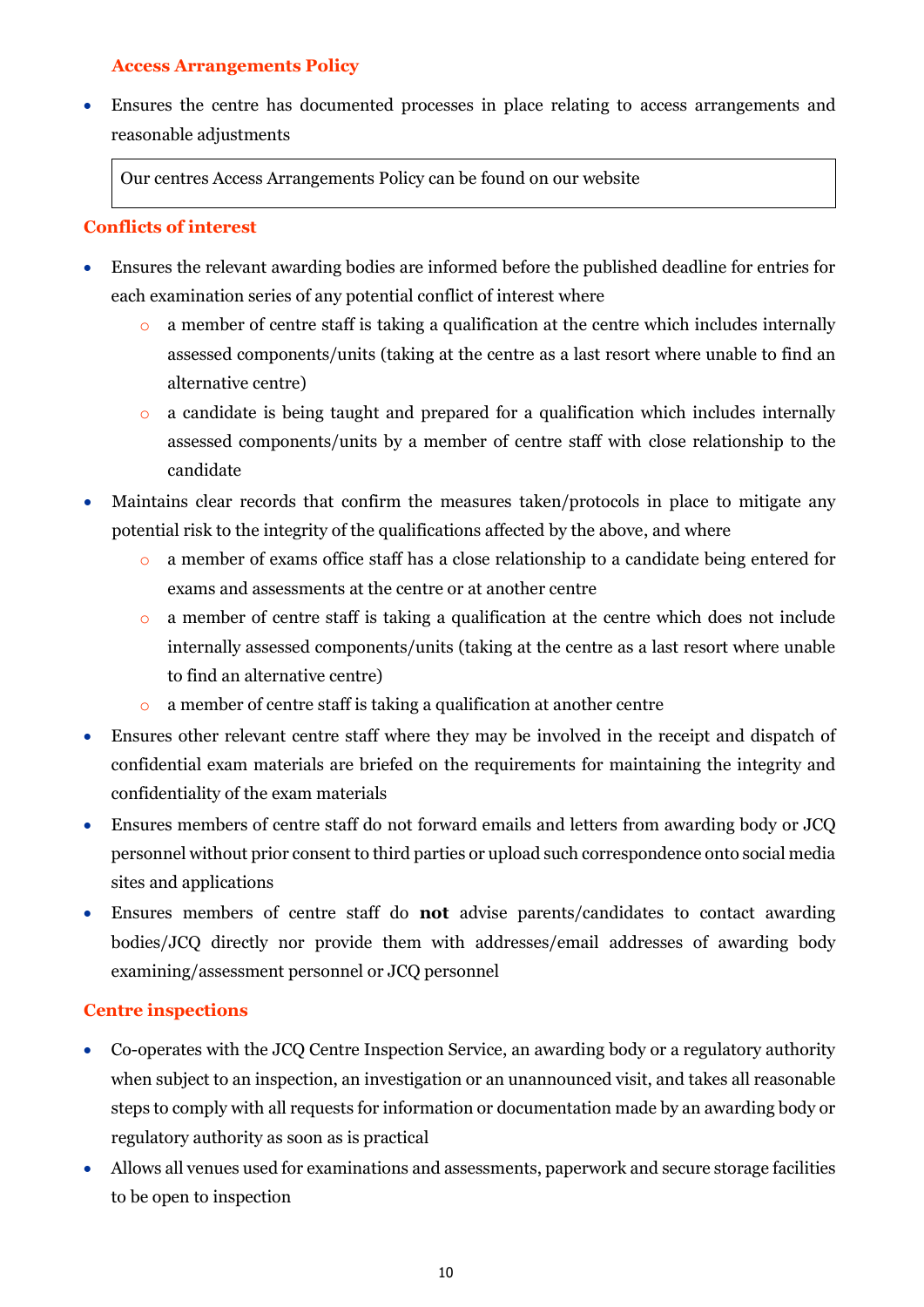### Access Arrangements Policy

- Ensures the centre has documented processes in place relating to access arrangements and reasonable adjustments

| Our centres Access Arrangements Policy can be found on our website |
|---|

### Conflicts of interest

- Ensures the relevant awarding bodies are informed before the published deadline for entries for each examination series of any potential conflict of interest where
  - a member of centre staff is taking a qualification at the centre which includes internally assessed components/units (taking at the centre as a last resort where unable to find an alternative centre)
  - a candidate is being taught and prepared for a qualification which includes internally assessed components/units by a member of centre staff with close relationship to the candidate
- Maintains clear records that confirm the measures taken/protocols in place to mitigate any potential risk to the integrity of the qualifications affected by the above, and where
  - a member of exams office staff has a close relationship to a candidate being entered for exams and assessments at the centre or at another centre
  - a member of centre staff is taking a qualification at the centre which does not include internally assessed components/units (taking at the centre as a last resort where unable to find an alternative centre)
  - a member of centre staff is taking a qualification at another centre
- Ensures other relevant centre staff where they may be involved in the receipt and dispatch of confidential exam materials are briefed on the requirements for maintaining the integrity and confidentiality of the exam materials
- Ensures members of centre staff do not forward emails and letters from awarding body or JCQ personnel without prior consent to third parties or upload such correspondence onto social media sites and applications
- Ensures members of centre staff do **not** advise parents/candidates to contact awarding bodies/JCQ directly nor provide them with addresses/email addresses of awarding body examining/assessment personnel or JCQ personnel

### Centre inspections

- Co-operates with the JCQ Centre Inspection Service, an awarding body or a regulatory authority when subject to an inspection, an investigation or an unannounced visit, and takes all reasonable steps to comply with all requests for information or documentation made by an awarding body or regulatory authority as soon as is practical
- Allows all venues used for examinations and assessments, paperwork and secure storage facilities to be open to inspection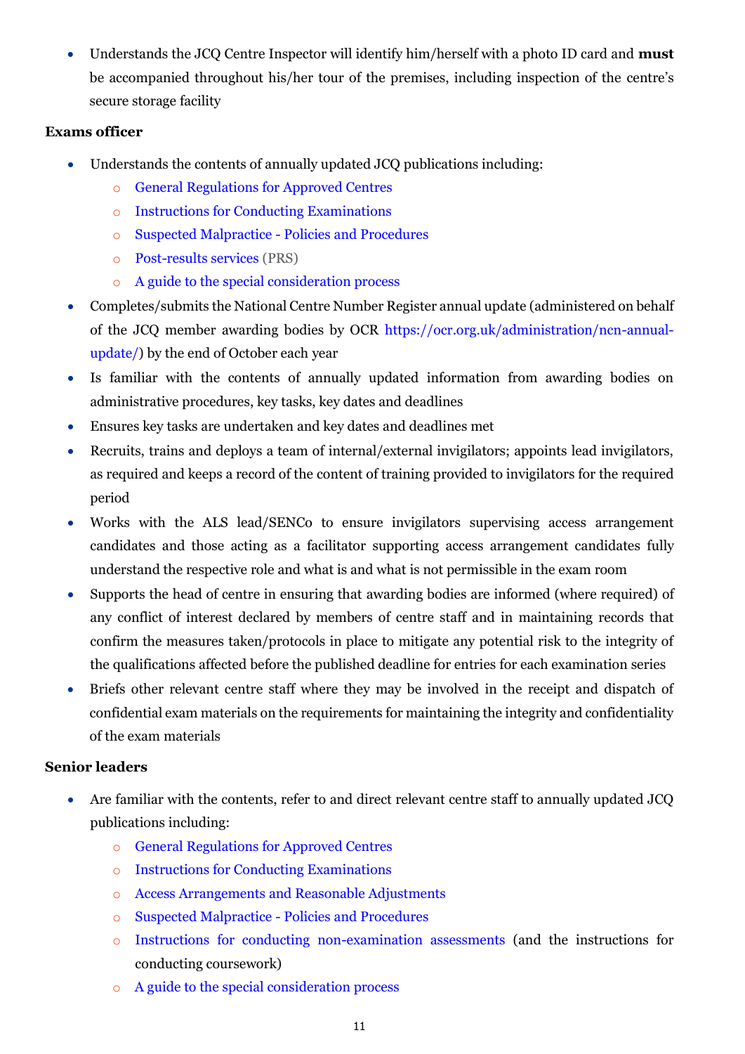- Understands the JCQ Centre Inspector will identify him/herself with a photo ID card and **must** be accompanied throughout his/her tour of the premises, including inspection of the centre's secure storage facility

**Exams officer**

- Understands the contents of annually updated JCQ publications including:
  - General Regulations for Approved Centres
  - Instructions for Conducting Examinations
  - Suspected Malpractice - Policies and Procedures
  - Post-results services (PRS)
  - A guide to the special consideration process
- Completes/submits the National Centre Number Register annual update (administered on behalf of the JCQ member awarding bodies by OCR https://ocr.org.uk/administration/ncn-annual-update/) by the end of October each year
- Is familiar with the contents of annually updated information from awarding bodies on administrative procedures, key tasks, key dates and deadlines
- Ensures key tasks are undertaken and key dates and deadlines met
- Recruits, trains and deploys a team of internal/external invigilators; appoints lead invigilators, as required and keeps a record of the content of training provided to invigilators for the required period
- Works with the ALS lead/SENCo to ensure invigilators supervising access arrangement candidates and those acting as a facilitator supporting access arrangement candidates fully understand the respective role and what is and what is not permissible in the exam room
- Supports the head of centre in ensuring that awarding bodies are informed (where required) of any conflict of interest declared by members of centre staff and in maintaining records that confirm the measures taken/protocols in place to mitigate any potential risk to the integrity of the qualifications affected before the published deadline for entries for each examination series
- Briefs other relevant centre staff where they may be involved in the receipt and dispatch of confidential exam materials on the requirements for maintaining the integrity and confidentiality of the exam materials

**Senior leaders**

- Are familiar with the contents, refer to and direct relevant centre staff to annually updated JCQ publications including:
  - General Regulations for Approved Centres
  - Instructions for Conducting Examinations
  - Access Arrangements and Reasonable Adjustments
  - Suspected Malpractice - Policies and Procedures
  - Instructions for conducting non-examination assessments (and the instructions for conducting coursework)
  - A guide to the special consideration process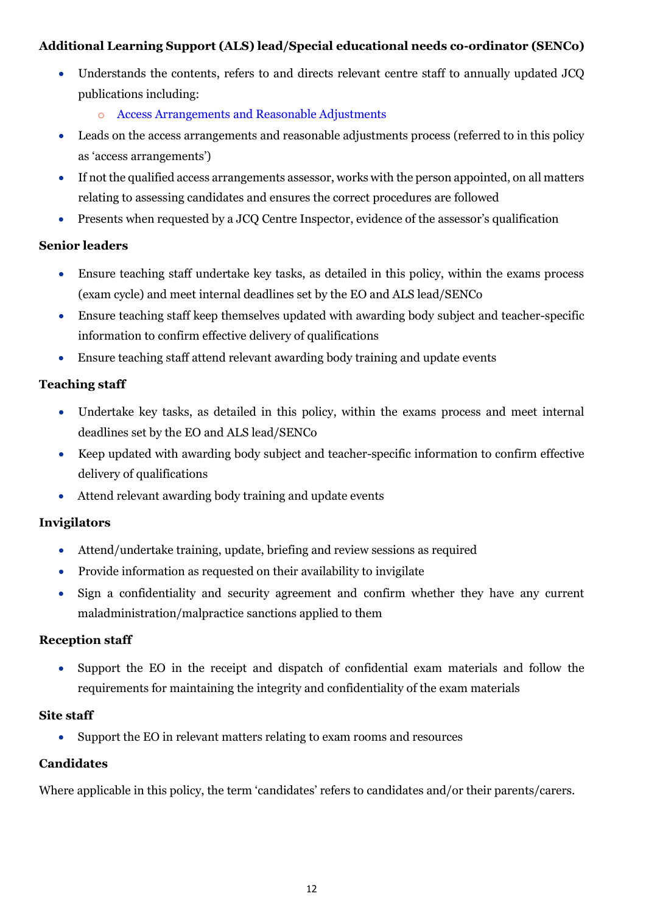**Additional Learning Support (ALS) lead/Special educational needs co-ordinator (SENCo)**

- Understands the contents, refers to and directs relevant centre staff to annually updated JCQ publications including:
  - Access Arrangements and Reasonable Adjustments
- Leads on the access arrangements and reasonable adjustments process (referred to in this policy as 'access arrangements')
- If not the qualified access arrangements assessor, works with the person appointed, on all matters relating to assessing candidates and ensures the correct procedures are followed
- Presents when requested by a JCQ Centre Inspector, evidence of the assessor's qualification

**Senior leaders**

- Ensure teaching staff undertake key tasks, as detailed in this policy, within the exams process (exam cycle) and meet internal deadlines set by the EO and ALS lead/SENCo
- Ensure teaching staff keep themselves updated with awarding body subject and teacher-specific information to confirm effective delivery of qualifications
- Ensure teaching staff attend relevant awarding body training and update events

**Teaching staff**

- Undertake key tasks, as detailed in this policy, within the exams process and meet internal deadlines set by the EO and ALS lead/SENCo
- Keep updated with awarding body subject and teacher-specific information to confirm effective delivery of qualifications
- Attend relevant awarding body training and update events

**Invigilators**

- Attend/undertake training, update, briefing and review sessions as required
- Provide information as requested on their availability to invigilate
- Sign a confidentiality and security agreement and confirm whether they have any current maladministration/malpractice sanctions applied to them

**Reception staff**

- Support the EO in the receipt and dispatch of confidential exam materials and follow the requirements for maintaining the integrity and confidentiality of the exam materials

**Site staff**

- Support the EO in relevant matters relating to exam rooms and resources

**Candidates**

Where applicable in this policy, the term 'candidates' refers to candidates and/or their parents/carers.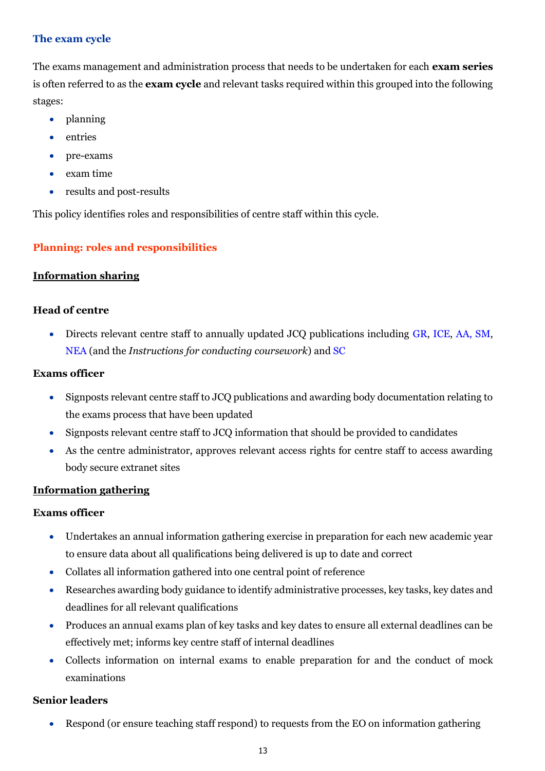## The exam cycle

The exams management and administration process that needs to be undertaken for each **exam series** is often referred to as the **exam cycle** and relevant tasks required within this grouped into the following stages:

- planning
- entries
- pre-exams
- exam time
- results and post-results

This policy identifies roles and responsibilities of centre staff within this cycle.

## Planning: roles and responsibilities

### Information sharing

#### Head of centre

- Directs relevant centre staff to annually updated JCQ publications including GR, ICE, AA, SM, NEA (and the *Instructions for conducting coursework*) and SC

#### Exams officer

- Signposts relevant centre staff to JCQ publications and awarding body documentation relating to the exams process that have been updated
- Signposts relevant centre staff to JCQ information that should be provided to candidates
- As the centre administrator, approves relevant access rights for centre staff to access awarding body secure extranet sites

### Information gathering

#### Exams officer

- Undertakes an annual information gathering exercise in preparation for each new academic year to ensure data about all qualifications being delivered is up to date and correct
- Collates all information gathered into one central point of reference
- Researches awarding body guidance to identify administrative processes, key tasks, key dates and deadlines for all relevant qualifications
- Produces an annual exams plan of key tasks and key dates to ensure all external deadlines can be effectively met; informs key centre staff of internal deadlines
- Collects information on internal exams to enable preparation for and the conduct of mock examinations

#### Senior leaders

- Respond (or ensure teaching staff respond) to requests from the EO on information gathering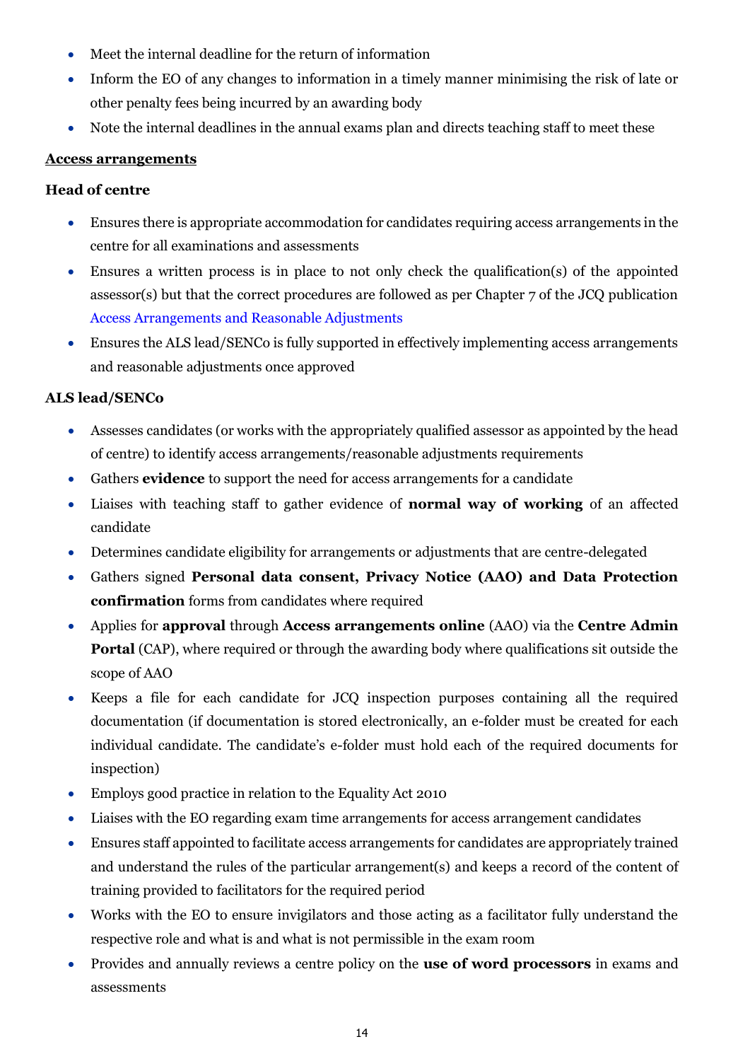- Meet the internal deadline for the return of information
- Inform the EO of any changes to information in a timely manner minimising the risk of late or other penalty fees being incurred by an awarding body
- Note the internal deadlines in the annual exams plan and directs teaching staff to meet these

**Access arrangements**

**Head of centre**

- Ensures there is appropriate accommodation for candidates requiring access arrangements in the centre for all examinations and assessments
- Ensures a written process is in place to not only check the qualification(s) of the appointed assessor(s) but that the correct procedures are followed as per Chapter 7 of the JCQ publication Access Arrangements and Reasonable Adjustments
- Ensures the ALS lead/SENCo is fully supported in effectively implementing access arrangements and reasonable adjustments once approved

**ALS lead/SENCo**

- Assesses candidates (or works with the appropriately qualified assessor as appointed by the head of centre) to identify access arrangements/reasonable adjustments requirements
- Gathers **evidence** to support the need for access arrangements for a candidate
- Liaises with teaching staff to gather evidence of **normal way of working** of an affected candidate
- Determines candidate eligibility for arrangements or adjustments that are centre-delegated
- Gathers signed **Personal data consent, Privacy Notice (AAO) and Data Protection confirmation** forms from candidates where required
- Applies for **approval** through **Access arrangements online** (AAO) via the **Centre Admin Portal** (CAP), where required or through the awarding body where qualifications sit outside the scope of AAO
- Keeps a file for each candidate for JCQ inspection purposes containing all the required documentation (if documentation is stored electronically, an e-folder must be created for each individual candidate. The candidate's e-folder must hold each of the required documents for inspection)
- Employs good practice in relation to the Equality Act 2010
- Liaises with the EO regarding exam time arrangements for access arrangement candidates
- Ensures staff appointed to facilitate access arrangements for candidates are appropriately trained and understand the rules of the particular arrangement(s) and keeps a record of the content of training provided to facilitators for the required period
- Works with the EO to ensure invigilators and those acting as a facilitator fully understand the respective role and what is and what is not permissible in the exam room
- Provides and annually reviews a centre policy on the **use of word processors** in exams and assessments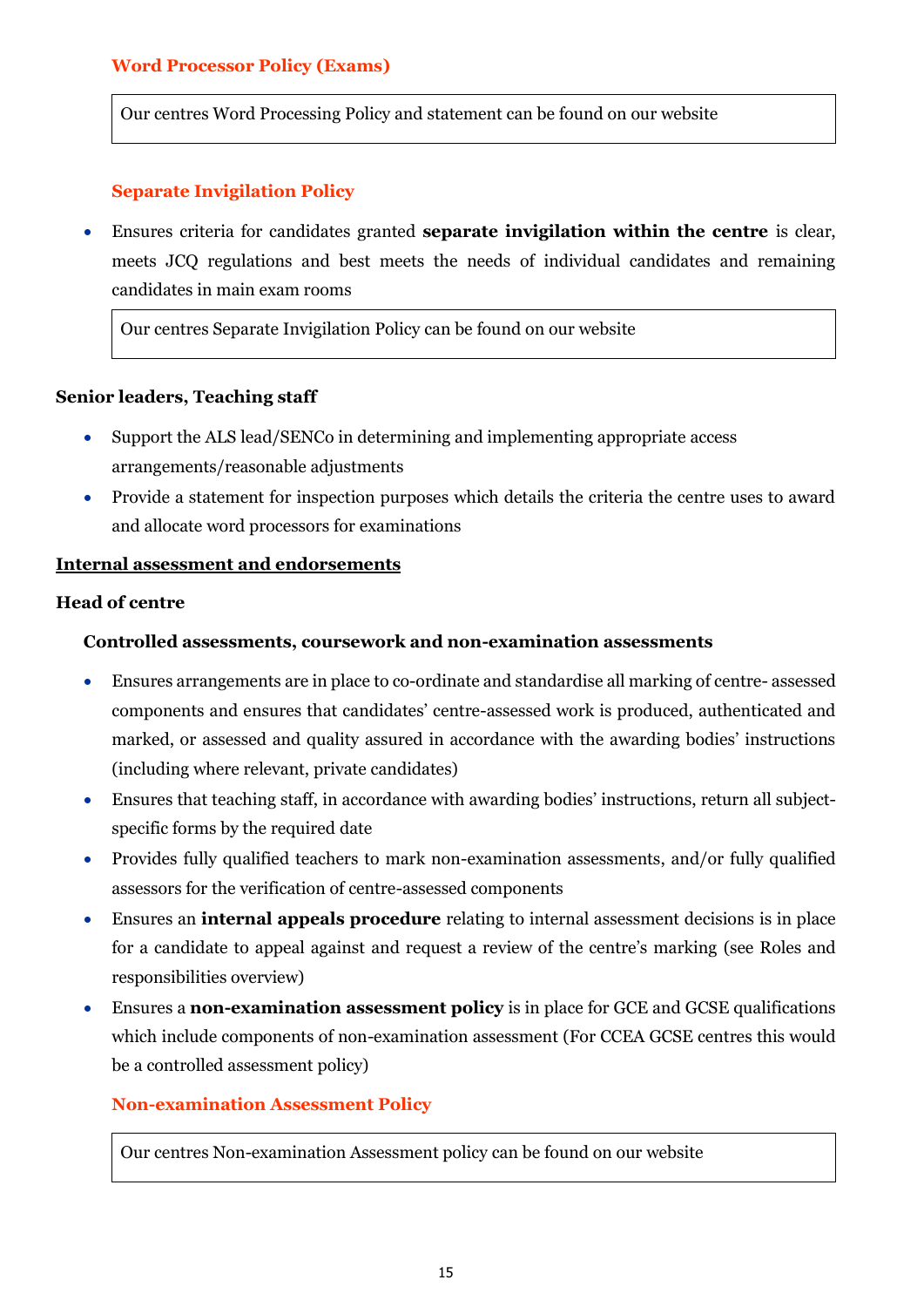### Word Processor Policy (Exams)

> Our centres Word Processing Policy and statement can be found on our website

### Separate Invigilation Policy

- Ensures criteria for candidates granted **separate invigilation within the centre** is clear, meets JCQ regulations and best meets the needs of individual candidates and remaining candidates in main exam rooms

> Our centres Separate Invigilation Policy can be found on our website

**Senior leaders, Teaching staff**

- Support the ALS lead/SENCo in determining and implementing appropriate access arrangements/reasonable adjustments
- Provide a statement for inspection purposes which details the criteria the centre uses to award and allocate word processors for examinations

**<u>Internal assessment and endorsements</u>**

**Head of centre**

**Controlled assessments, coursework and non-examination assessments**

- Ensures arrangements are in place to co-ordinate and standardise all marking of centre- assessed components and ensures that candidates' centre-assessed work is produced, authenticated and marked, or assessed and quality assured in accordance with the awarding bodies' instructions (including where relevant, private candidates)
- Ensures that teaching staff, in accordance with awarding bodies' instructions, return all subject-specific forms by the required date
- Provides fully qualified teachers to mark non-examination assessments, and/or fully qualified assessors for the verification of centre-assessed components
- Ensures an **internal appeals procedure** relating to internal assessment decisions is in place for a candidate to appeal against and request a review of the centre's marking (see Roles and responsibilities overview)
- Ensures a **non-examination assessment policy** is in place for GCE and GCSE qualifications which include components of non-examination assessment (For CCEA GCSE centres this would be a controlled assessment policy)

### Non-examination Assessment Policy

> Our centres Non-examination Assessment policy can be found on our website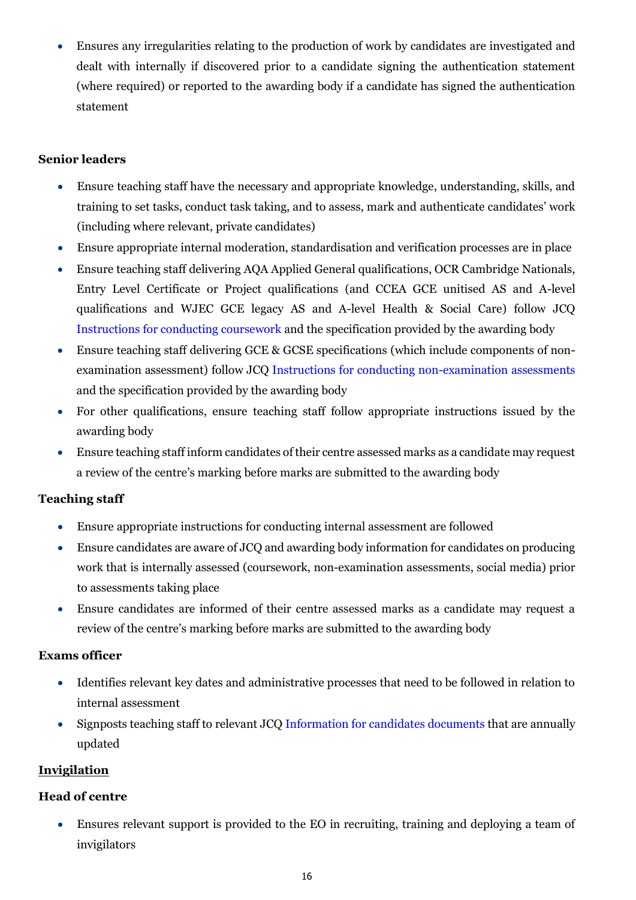- Ensures any irregularities relating to the production of work by candidates are investigated and dealt with internally if discovered prior to a candidate signing the authentication statement (where required) or reported to the awarding body if a candidate has signed the authentication statement

**Senior leaders**

- Ensure teaching staff have the necessary and appropriate knowledge, understanding, skills, and training to set tasks, conduct task taking, and to assess, mark and authenticate candidates' work (including where relevant, private candidates)
- Ensure appropriate internal moderation, standardisation and verification processes are in place
- Ensure teaching staff delivering AQA Applied General qualifications, OCR Cambridge Nationals, Entry Level Certificate or Project qualifications (and CCEA GCE unitised AS and A-level qualifications and WJEC GCE legacy AS and A-level Health & Social Care) follow JCQ Instructions for conducting coursework and the specification provided by the awarding body
- Ensure teaching staff delivering GCE & GCSE specifications (which include components of non-examination assessment) follow JCQ Instructions for conducting non-examination assessments and the specification provided by the awarding body
- For other qualifications, ensure teaching staff follow appropriate instructions issued by the awarding body
- Ensure teaching staff inform candidates of their centre assessed marks as a candidate may request a review of the centre's marking before marks are submitted to the awarding body

**Teaching staff**

- Ensure appropriate instructions for conducting internal assessment are followed
- Ensure candidates are aware of JCQ and awarding body information for candidates on producing work that is internally assessed (coursework, non-examination assessments, social media) prior to assessments taking place
- Ensure candidates are informed of their centre assessed marks as a candidate may request a review of the centre's marking before marks are submitted to the awarding body

**Exams officer**

- Identifies relevant key dates and administrative processes that need to be followed in relation to internal assessment
- Signposts teaching staff to relevant JCQ Information for candidates documents that are annually updated

**Invigilation**

**Head of centre**

- Ensures relevant support is provided to the EO in recruiting, training and deploying a team of invigilators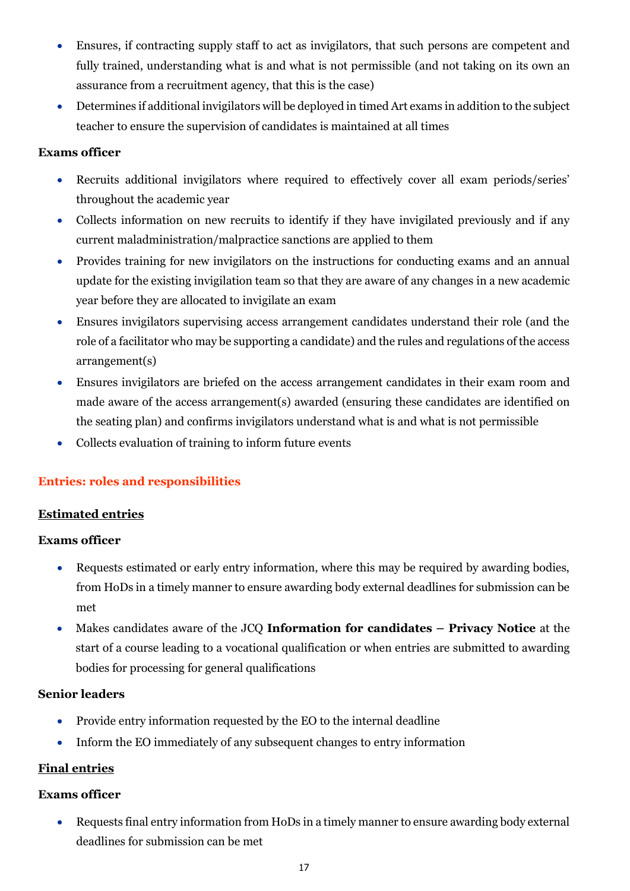- Ensures, if contracting supply staff to act as invigilators, that such persons are competent and fully trained, understanding what is and what is not permissible (and not taking on its own an assurance from a recruitment agency, that this is the case)
- Determines if additional invigilators will be deployed in timed Art exams in addition to the subject teacher to ensure the supervision of candidates is maintained at all times

**Exams officer**

- Recruits additional invigilators where required to effectively cover all exam periods/series' throughout the academic year
- Collects information on new recruits to identify if they have invigilated previously and if any current maladministration/malpractice sanctions are applied to them
- Provides training for new invigilators on the instructions for conducting exams and an annual update for the existing invigilation team so that they are aware of any changes in a new academic year before they are allocated to invigilate an exam
- Ensures invigilators supervising access arrangement candidates understand their role (and the role of a facilitator who may be supporting a candidate) and the rules and regulations of the access arrangement(s)
- Ensures invigilators are briefed on the access arrangement candidates in their exam room and made aware of the access arrangement(s) awarded (ensuring these candidates are identified on the seating plan) and confirms invigilators understand what is and what is not permissible
- Collects evaluation of training to inform future events

## Entries: roles and responsibilities

### Estimated entries

**Exams officer**

- Requests estimated or early entry information, where this may be required by awarding bodies, from HoDs in a timely manner to ensure awarding body external deadlines for submission can be met
- Makes candidates aware of the JCQ **Information for candidates – Privacy Notice** at the start of a course leading to a vocational qualification or when entries are submitted to awarding bodies for processing for general qualifications

**Senior leaders**

- Provide entry information requested by the EO to the internal deadline
- Inform the EO immediately of any subsequent changes to entry information

### Final entries

**Exams officer**

- Requests final entry information from HoDs in a timely manner to ensure awarding body external deadlines for submission can be met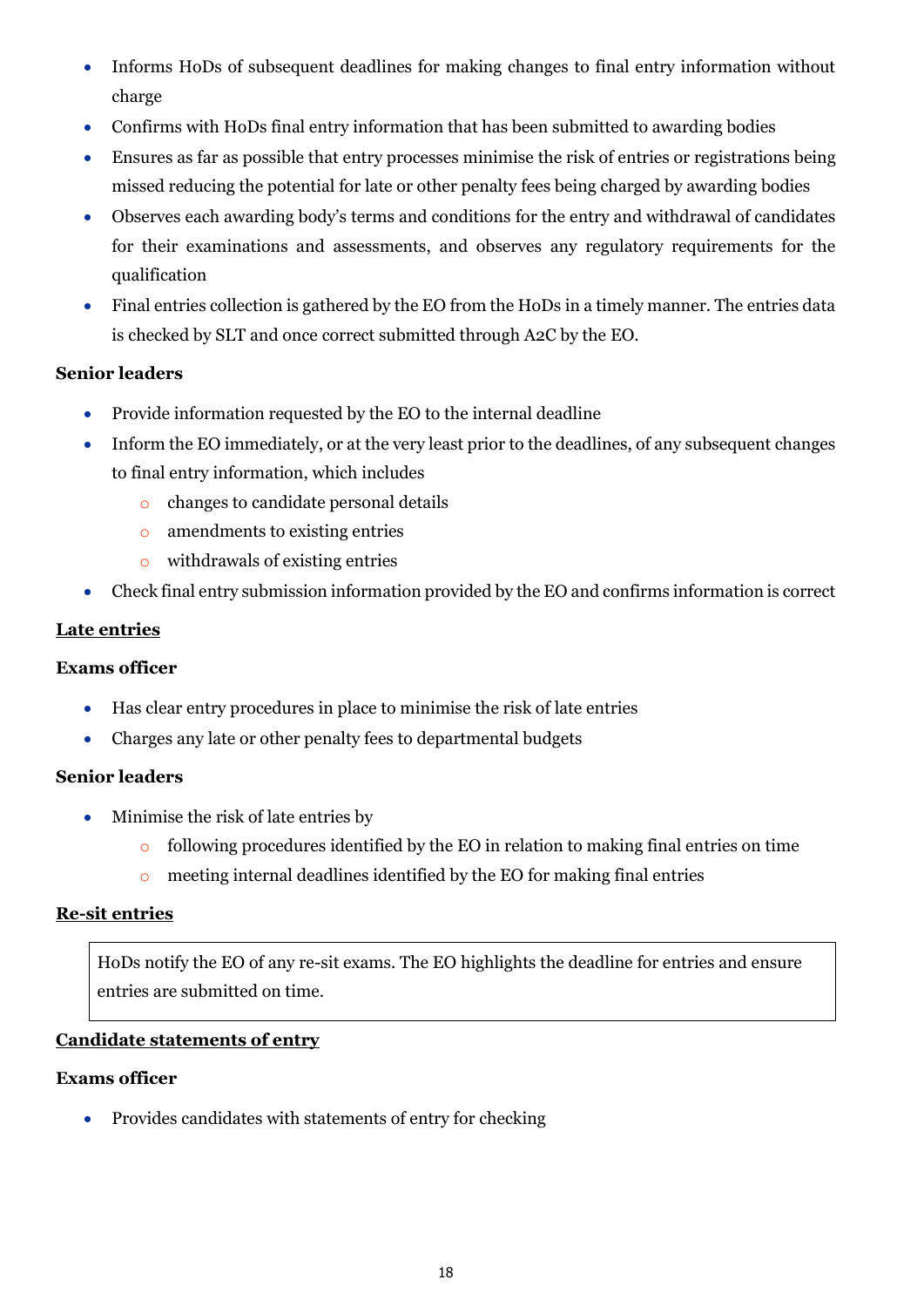- Informs HoDs of subsequent deadlines for making changes to final entry information without charge
- Confirms with HoDs final entry information that has been submitted to awarding bodies
- Ensures as far as possible that entry processes minimise the risk of entries or registrations being missed reducing the potential for late or other penalty fees being charged by awarding bodies
- Observes each awarding body's terms and conditions for the entry and withdrawal of candidates for their examinations and assessments, and observes any regulatory requirements for the qualification
- Final entries collection is gathered by the EO from the HoDs in a timely manner. The entries data is checked by SLT and once correct submitted through A2C by the EO.

**Senior leaders**

- Provide information requested by the EO to the internal deadline
- Inform the EO immediately, or at the very least prior to the deadlines, of any subsequent changes to final entry information, which includes
  - changes to candidate personal details
  - amendments to existing entries
  - withdrawals of existing entries
- Check final entry submission information provided by the EO and confirms information is correct

**Late entries**

**Exams officer**

- Has clear entry procedures in place to minimise the risk of late entries
- Charges any late or other penalty fees to departmental budgets

**Senior leaders**

- Minimise the risk of late entries by
  - following procedures identified by the EO in relation to making final entries on time
  - meeting internal deadlines identified by the EO for making final entries

**Re-sit entries**

HoDs notify the EO of any re-sit exams. The EO highlights the deadline for entries and ensure entries are submitted on time.

**Candidate statements of entry**

**Exams officer**

- Provides candidates with statements of entry for checking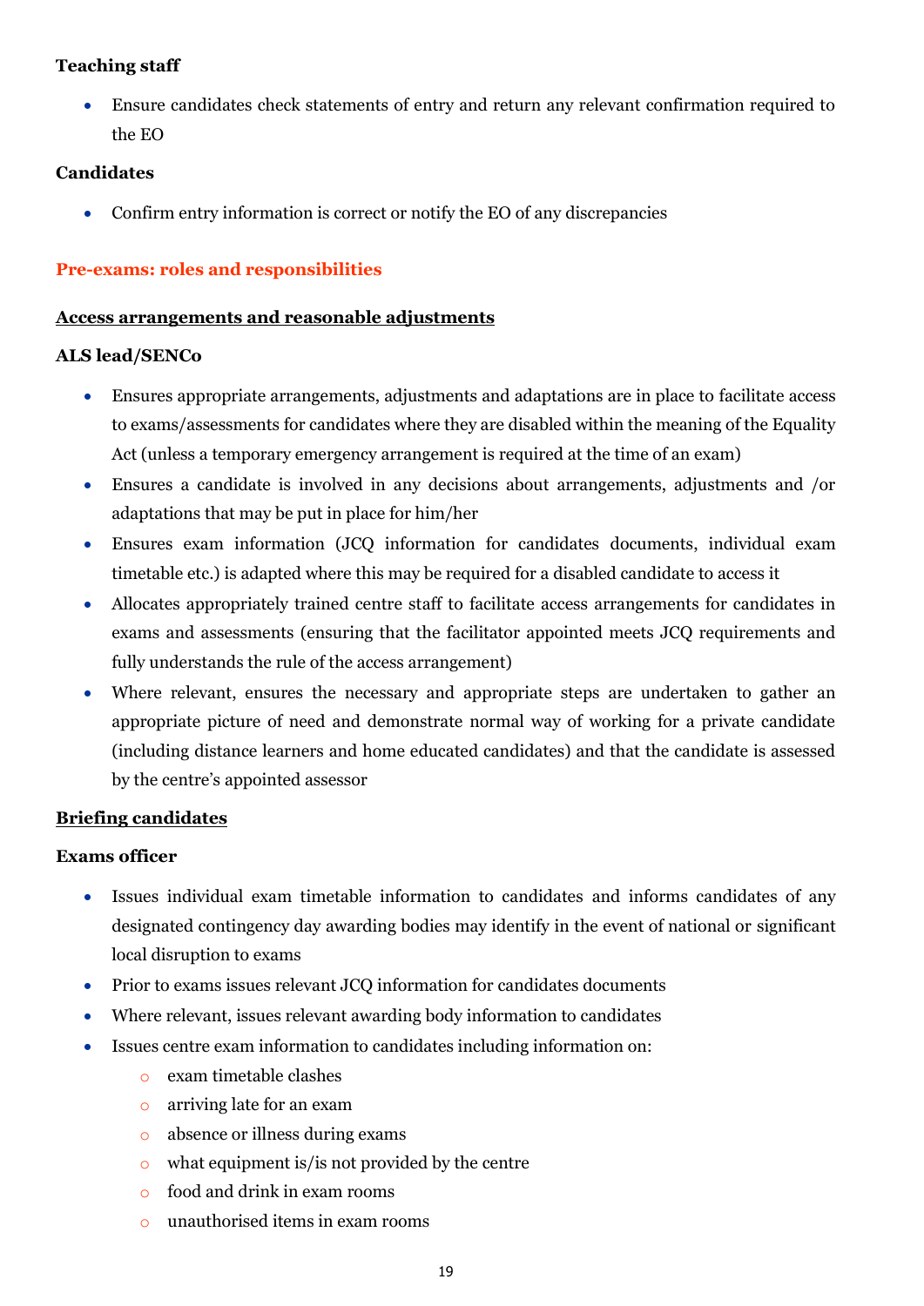**Teaching staff**

- Ensure candidates check statements of entry and return any relevant confirmation required to the EO

**Candidates**

- Confirm entry information is correct or notify the EO of any discrepancies

## Pre-exams: roles and responsibilities

### Access arrangements and reasonable adjustments

**ALS lead/SENCo**

- Ensures appropriate arrangements, adjustments and adaptations are in place to facilitate access to exams/assessments for candidates where they are disabled within the meaning of the Equality Act (unless a temporary emergency arrangement is required at the time of an exam)
- Ensures a candidate is involved in any decisions about arrangements, adjustments and /or adaptations that may be put in place for him/her
- Ensures exam information (JCQ information for candidates documents, individual exam timetable etc.) is adapted where this may be required for a disabled candidate to access it
- Allocates appropriately trained centre staff to facilitate access arrangements for candidates in exams and assessments (ensuring that the facilitator appointed meets JCQ requirements and fully understands the rule of the access arrangement)
- Where relevant, ensures the necessary and appropriate steps are undertaken to gather an appropriate picture of need and demonstrate normal way of working for a private candidate (including distance learners and home educated candidates) and that the candidate is assessed by the centre's appointed assessor

### Briefing candidates

**Exams officer**

- Issues individual exam timetable information to candidates and informs candidates of any designated contingency day awarding bodies may identify in the event of national or significant local disruption to exams
- Prior to exams issues relevant JCQ information for candidates documents
- Where relevant, issues relevant awarding body information to candidates
- Issues centre exam information to candidates including information on:
  - exam timetable clashes
  - arriving late for an exam
  - absence or illness during exams
  - what equipment is/is not provided by the centre
  - food and drink in exam rooms
  - unauthorised items in exam rooms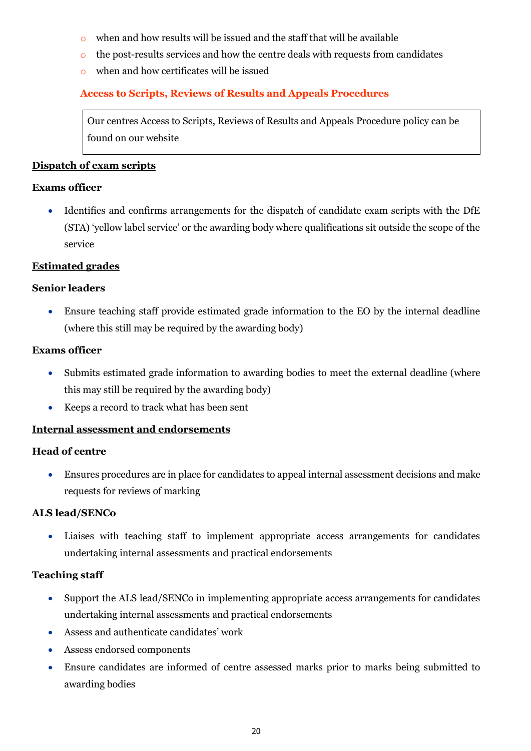- when and how results will be issued and the staff that will be available
  - the post-results services and how the centre deals with requests from candidates
  - when and how certificates will be issued

### Access to Scripts, Reviews of Results and Appeals Procedures

> Our centres Access to Scripts, Reviews of Results and Appeals Procedure policy can be found on our website

## Dispatch of exam scripts

**Exams officer**

- Identifies and confirms arrangements for the dispatch of candidate exam scripts with the DfE (STA) 'yellow label service' or the awarding body where qualifications sit outside the scope of the service

## Estimated grades

**Senior leaders**

- Ensure teaching staff provide estimated grade information to the EO by the internal deadline (where this still may be required by the awarding body)

**Exams officer**

- Submits estimated grade information to awarding bodies to meet the external deadline (where this may still be required by the awarding body)
- Keeps a record to track what has been sent

## Internal assessment and endorsements

**Head of centre**

- Ensures procedures are in place for candidates to appeal internal assessment decisions and make requests for reviews of marking

**ALS lead/SENCo**

- Liaises with teaching staff to implement appropriate access arrangements for candidates undertaking internal assessments and practical endorsements

**Teaching staff**

- Support the ALS lead/SENCo in implementing appropriate access arrangements for candidates undertaking internal assessments and practical endorsements
- Assess and authenticate candidates' work
- Assess endorsed components
- Ensure candidates are informed of centre assessed marks prior to marks being submitted to awarding bodies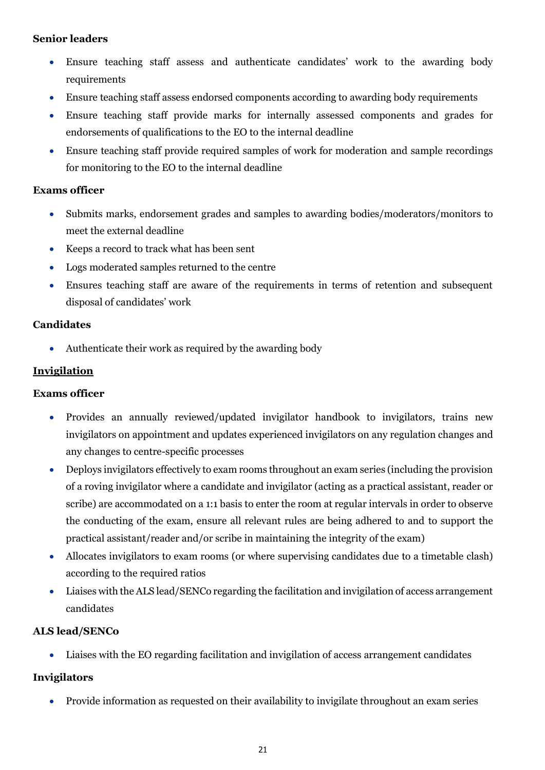**Senior leaders**

- Ensure teaching staff assess and authenticate candidates' work to the awarding body requirements
- Ensure teaching staff assess endorsed components according to awarding body requirements
- Ensure teaching staff provide marks for internally assessed components and grades for endorsements of qualifications to the EO to the internal deadline
- Ensure teaching staff provide required samples of work for moderation and sample recordings for monitoring to the EO to the internal deadline

**Exams officer**

- Submits marks, endorsement grades and samples to awarding bodies/moderators/monitors to meet the external deadline
- Keeps a record to track what has been sent
- Logs moderated samples returned to the centre
- Ensures teaching staff are aware of the requirements in terms of retention and subsequent disposal of candidates' work

**Candidates**

- Authenticate their work as required by the awarding body

## Invigilation

**Exams officer**

- Provides an annually reviewed/updated invigilator handbook to invigilators, trains new invigilators on appointment and updates experienced invigilators on any regulation changes and any changes to centre-specific processes
- Deploys invigilators effectively to exam rooms throughout an exam series (including the provision of a roving invigilator where a candidate and invigilator (acting as a practical assistant, reader or scribe) are accommodated on a 1:1 basis to enter the room at regular intervals in order to observe the conducting of the exam, ensure all relevant rules are being adhered to and to support the practical assistant/reader and/or scribe in maintaining the integrity of the exam)
- Allocates invigilators to exam rooms (or where supervising candidates due to a timetable clash) according to the required ratios
- Liaises with the ALS lead/SENCo regarding the facilitation and invigilation of access arrangement candidates

**ALS lead/SENCo**

- Liaises with the EO regarding facilitation and invigilation of access arrangement candidates

**Invigilators**

- Provide information as requested on their availability to invigilate throughout an exam series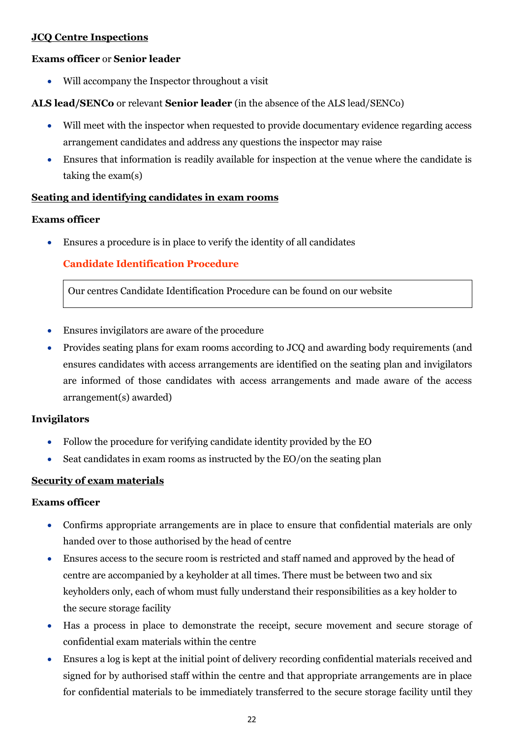**<u>JCQ Centre Inspections</u>**

**Exams officer** or **Senior leader**

- Will accompany the Inspector throughout a visit

**ALS lead/SENCo** or relevant **Senior leader** (in the absence of the ALS lead/SENCo)

- Will meet with the inspector when requested to provide documentary evidence regarding access arrangement candidates and address any questions the inspector may raise
- Ensures that information is readily available for inspection at the venue where the candidate is taking the exam(s)

**<u>Seating and identifying candidates in exam rooms</u>**

**Exams officer**

- Ensures a procedure is in place to verify the identity of all candidates

  **Candidate Identification Procedure**

  | Our centres Candidate Identification Procedure can be found on our website |
  | --- |

- Ensures invigilators are aware of the procedure
- Provides seating plans for exam rooms according to JCQ and awarding body requirements (and ensures candidates with access arrangements are identified on the seating plan and invigilators are informed of those candidates with access arrangements and made aware of the access arrangement(s) awarded)

**Invigilators**

- Follow the procedure for verifying candidate identity provided by the EO
- Seat candidates in exam rooms as instructed by the EO/on the seating plan

**<u>Security of exam materials</u>**

**Exams officer**

- Confirms appropriate arrangements are in place to ensure that confidential materials are only handed over to those authorised by the head of centre
- Ensures access to the secure room is restricted and staff named and approved by the head of centre are accompanied by a keyholder at all times. There must be between two and six keyholders only, each of whom must fully understand their responsibilities as a key holder to the secure storage facility
- Has a process in place to demonstrate the receipt, secure movement and secure storage of confidential exam materials within the centre
- Ensures a log is kept at the initial point of delivery recording confidential materials received and signed for by authorised staff within the centre and that appropriate arrangements are in place for confidential materials to be immediately transferred to the secure storage facility until they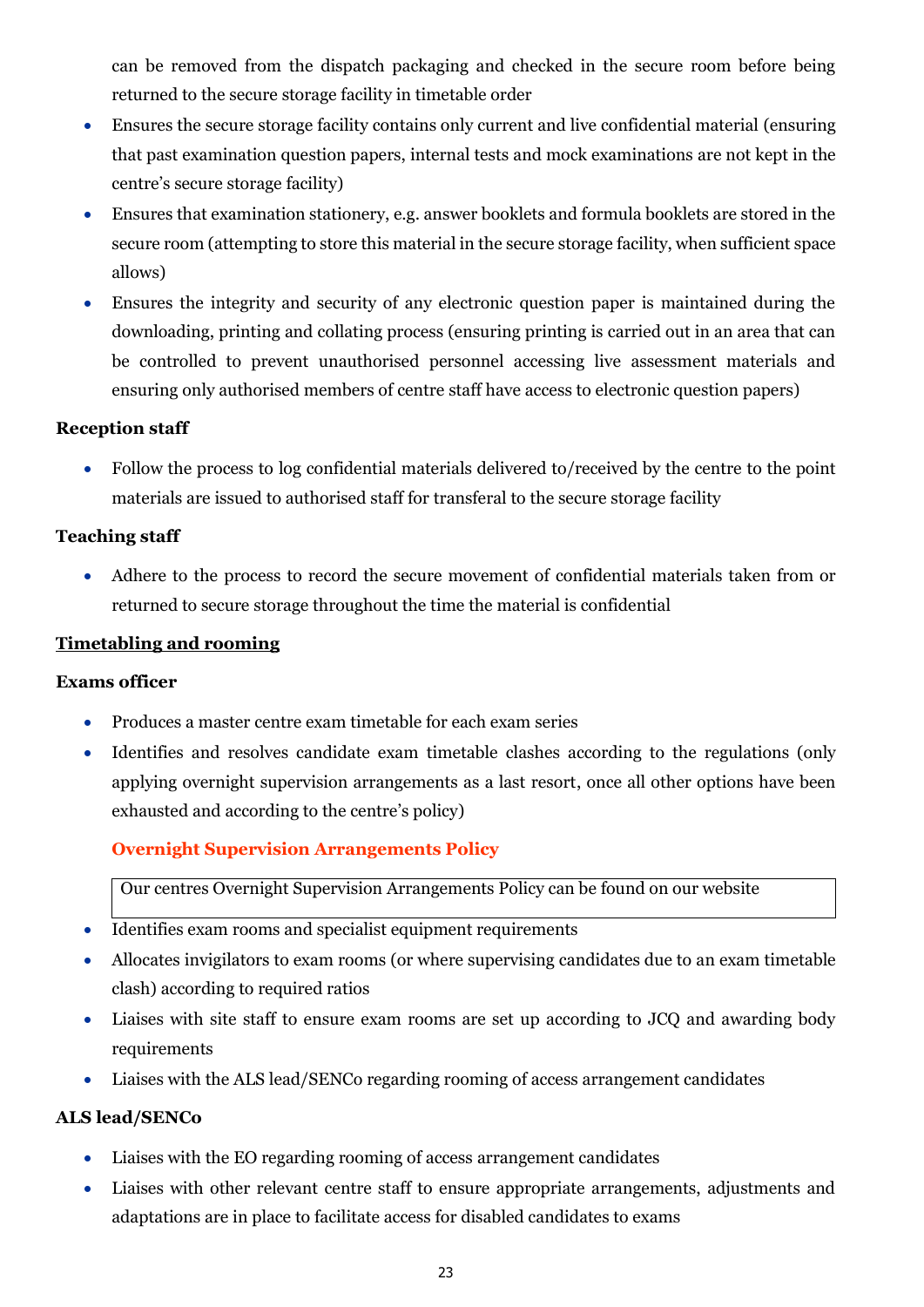can be removed from the dispatch packaging and checked in the secure room before being returned to the secure storage facility in timetable order

- Ensures the secure storage facility contains only current and live confidential material (ensuring that past examination question papers, internal tests and mock examinations are not kept in the centre's secure storage facility)
- Ensures that examination stationery, e.g. answer booklets and formula booklets are stored in the secure room (attempting to store this material in the secure storage facility, when sufficient space allows)
- Ensures the integrity and security of any electronic question paper is maintained during the downloading, printing and collating process (ensuring printing is carried out in an area that can be controlled to prevent unauthorised personnel accessing live assessment materials and ensuring only authorised members of centre staff have access to electronic question papers)

**Reception staff**

- Follow the process to log confidential materials delivered to/received by the centre to the point materials are issued to authorised staff for transferal to the secure storage facility

**Teaching staff**

- Adhere to the process to record the secure movement of confidential materials taken from or returned to secure storage throughout the time the material is confidential

**<u>Timetabling and rooming</u>**

**Exams officer**

- Produces a master centre exam timetable for each exam series
- Identifies and resolves candidate exam timetable clashes according to the regulations (only applying overnight supervision arrangements as a last resort, once all other options have been exhausted and according to the centre's policy)

  **Overnight Supervision Arrangements Policy**

  | Our centres Overnight Supervision Arrangements Policy can be found on our website |
  |---|

- Identifies exam rooms and specialist equipment requirements
- Allocates invigilators to exam rooms (or where supervising candidates due to an exam timetable clash) according to required ratios
- Liaises with site staff to ensure exam rooms are set up according to JCQ and awarding body requirements
- Liaises with the ALS lead/SENCo regarding rooming of access arrangement candidates

**ALS lead/SENCo**

- Liaises with the EO regarding rooming of access arrangement candidates
- Liaises with other relevant centre staff to ensure appropriate arrangements, adjustments and adaptations are in place to facilitate access for disabled candidates to exams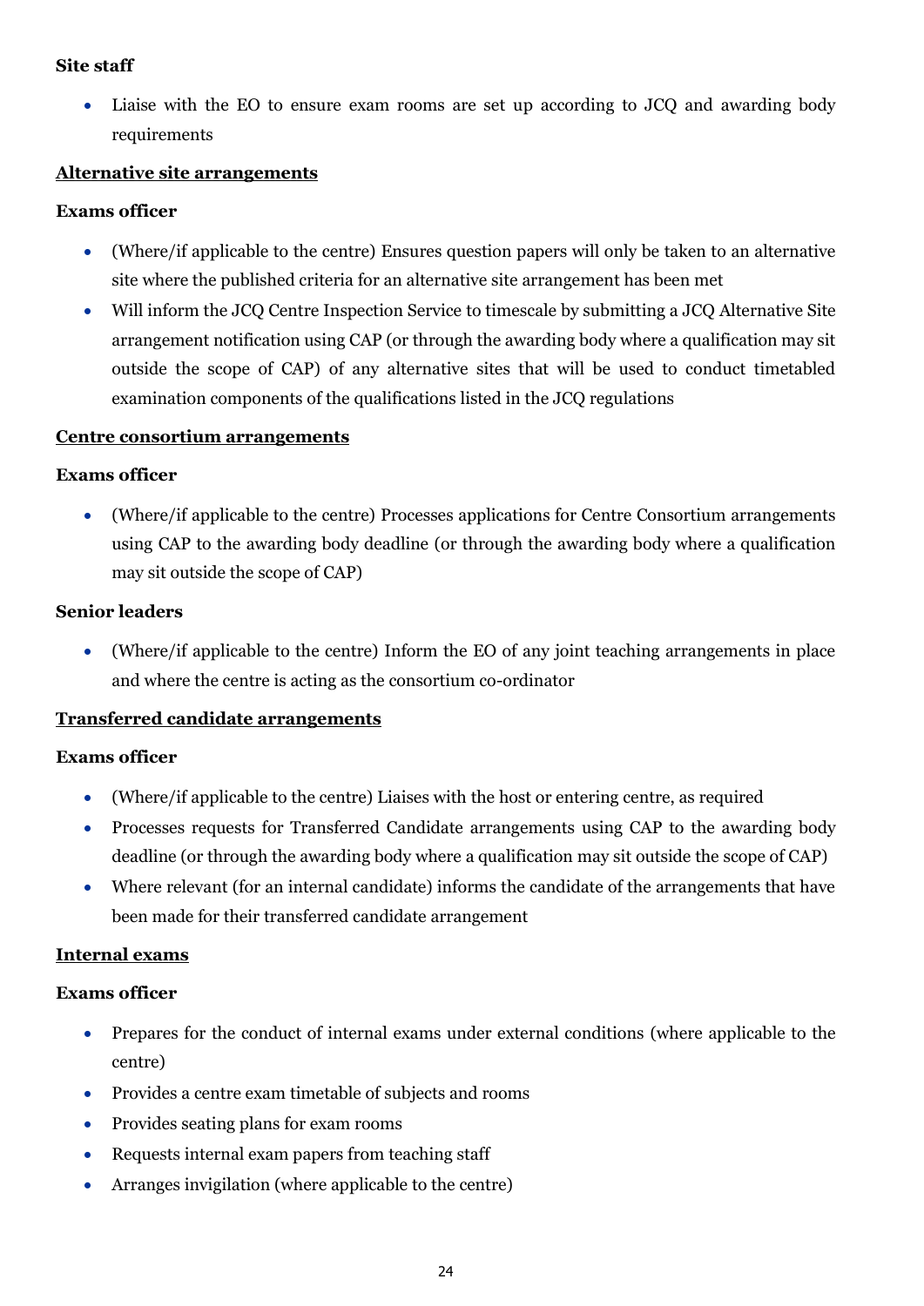**Site staff**

- Liaise with the EO to ensure exam rooms are set up according to JCQ and awarding body requirements

**Alternative site arrangements**

**Exams officer**

- (Where/if applicable to the centre) Ensures question papers will only be taken to an alternative site where the published criteria for an alternative site arrangement has been met
- Will inform the JCQ Centre Inspection Service to timescale by submitting a JCQ Alternative Site arrangement notification using CAP (or through the awarding body where a qualification may sit outside the scope of CAP) of any alternative sites that will be used to conduct timetabled examination components of the qualifications listed in the JCQ regulations

**Centre consortium arrangements**

**Exams officer**

- (Where/if applicable to the centre) Processes applications for Centre Consortium arrangements using CAP to the awarding body deadline (or through the awarding body where a qualification may sit outside the scope of CAP)

**Senior leaders**

- (Where/if applicable to the centre) Inform the EO of any joint teaching arrangements in place and where the centre is acting as the consortium co-ordinator

**Transferred candidate arrangements**

**Exams officer**

- (Where/if applicable to the centre) Liaises with the host or entering centre, as required
- Processes requests for Transferred Candidate arrangements using CAP to the awarding body deadline (or through the awarding body where a qualification may sit outside the scope of CAP)
- Where relevant (for an internal candidate) informs the candidate of the arrangements that have been made for their transferred candidate arrangement

**Internal exams**

**Exams officer**

- Prepares for the conduct of internal exams under external conditions (where applicable to the centre)
- Provides a centre exam timetable of subjects and rooms
- Provides seating plans for exam rooms
- Requests internal exam papers from teaching staff
- Arranges invigilation (where applicable to the centre)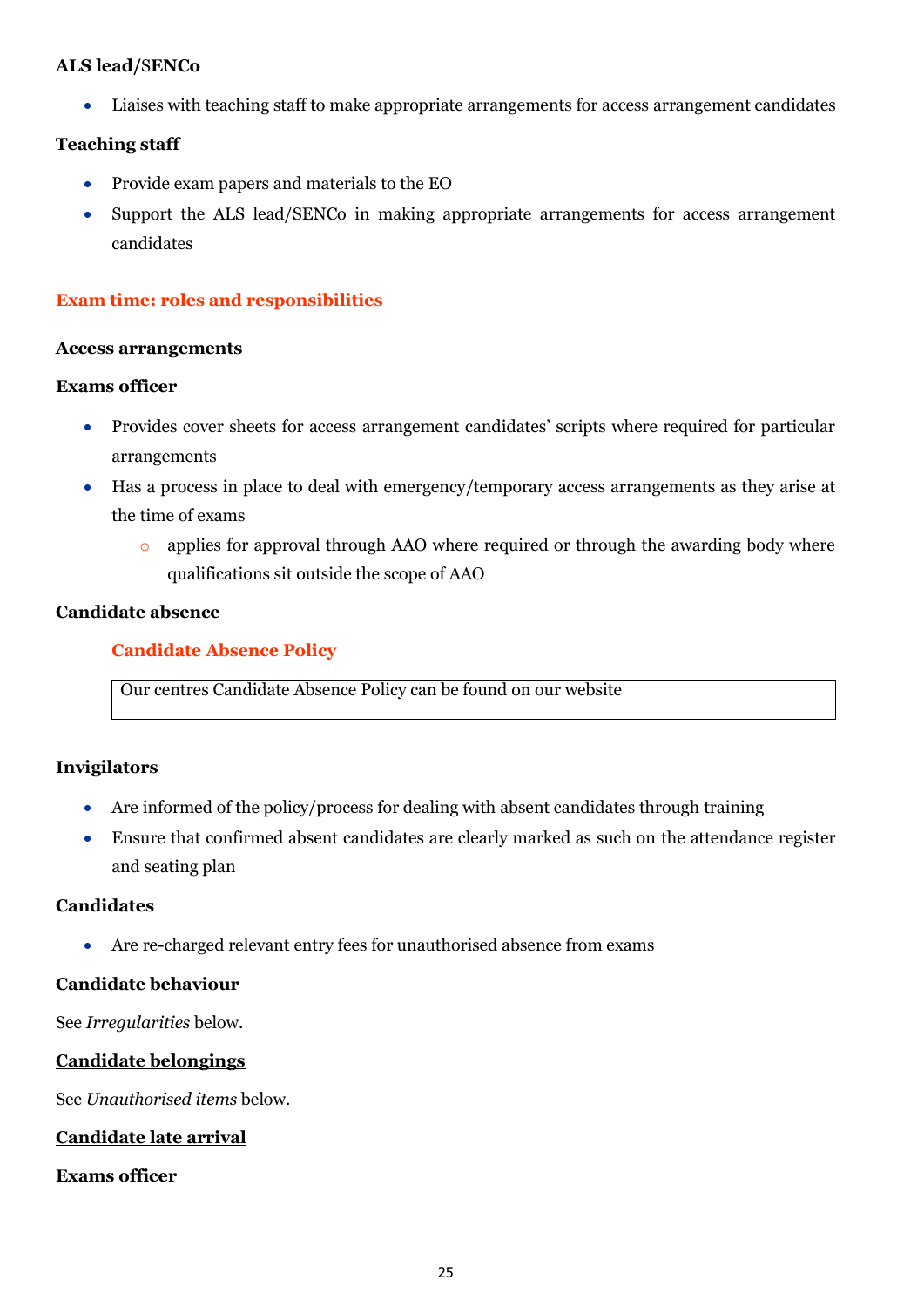**ALS lead/SENCo**

- Liaises with teaching staff to make appropriate arrangements for access arrangement candidates

**Teaching staff**

- Provide exam papers and materials to the EO
- Support the ALS lead/SENCo in making appropriate arrangements for access arrangement candidates

## Exam time: roles and responsibilities

### Access arrangements

**Exams officer**

- Provides cover sheets for access arrangement candidates' scripts where required for particular arrangements
- Has a process in place to deal with emergency/temporary access arrangements as they arise at the time of exams
  - applies for approval through AAO where required or through the awarding body where qualifications sit outside the scope of AAO

### Candidate absence

#### Candidate Absence Policy

| Our centres Candidate Absence Policy can be found on our website |
| --- |

**Invigilators**

- Are informed of the policy/process for dealing with absent candidates through training
- Ensure that confirmed absent candidates are clearly marked as such on the attendance register and seating plan

**Candidates**

- Are re-charged relevant entry fees for unauthorised absence from exams

### Candidate behaviour

See *Irregularities* below.

### Candidate belongings

See *Unauthorised items* below.

### Candidate late arrival

**Exams officer**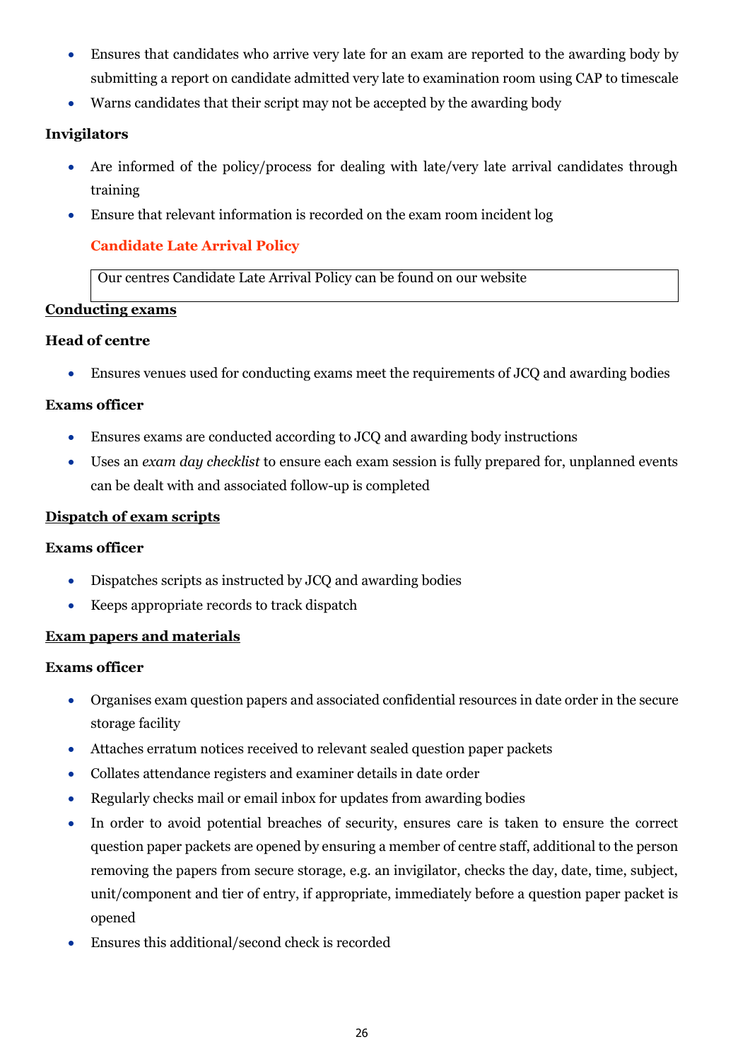- Ensures that candidates who arrive very late for an exam are reported to the awarding body by submitting a report on candidate admitted very late to examination room using CAP to timescale
- Warns candidates that their script may not be accepted by the awarding body

**Invigilators**

- Are informed of the policy/process for dealing with late/very late arrival candidates through training
- Ensure that relevant information is recorded on the exam room incident log

**Candidate Late Arrival Policy**

| Our centres Candidate Late Arrival Policy can be found on our website |
|---|

**Conducting exams**

**Head of centre**

- Ensures venues used for conducting exams meet the requirements of JCQ and awarding bodies

**Exams officer**

- Ensures exams are conducted according to JCQ and awarding body instructions
- Uses an *exam day checklist* to ensure each exam session is fully prepared for, unplanned events can be dealt with and associated follow-up is completed

**Dispatch of exam scripts**

**Exams officer**

- Dispatches scripts as instructed by JCQ and awarding bodies
- Keeps appropriate records to track dispatch

**Exam papers and materials**

**Exams officer**

- Organises exam question papers and associated confidential resources in date order in the secure storage facility
- Attaches erratum notices received to relevant sealed question paper packets
- Collates attendance registers and examiner details in date order
- Regularly checks mail or email inbox for updates from awarding bodies
- In order to avoid potential breaches of security, ensures care is taken to ensure the correct question paper packets are opened by ensuring a member of centre staff, additional to the person removing the papers from secure storage, e.g. an invigilator, checks the day, date, time, subject, unit/component and tier of entry, if appropriate, immediately before a question paper packet is opened
- Ensures this additional/second check is recorded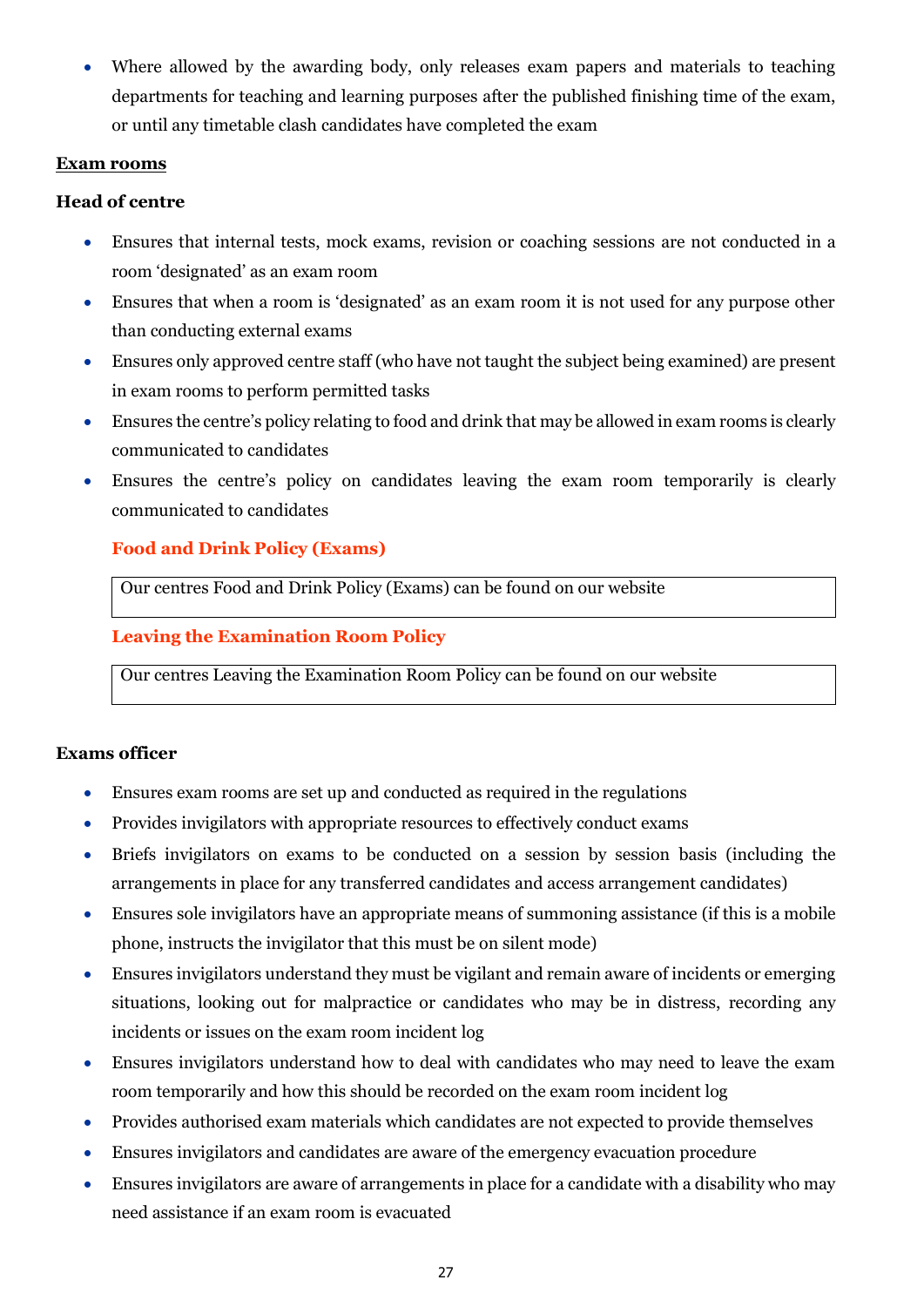- Where allowed by the awarding body, only releases exam papers and materials to teaching departments for teaching and learning purposes after the published finishing time of the exam, or until any timetable clash candidates have completed the exam

**Exam rooms**

**Head of centre**

- Ensures that internal tests, mock exams, revision or coaching sessions are not conducted in a room 'designated' as an exam room
- Ensures that when a room is 'designated' as an exam room it is not used for any purpose other than conducting external exams
- Ensures only approved centre staff (who have not taught the subject being examined) are present in exam rooms to perform permitted tasks
- Ensures the centre's policy relating to food and drink that may be allowed in exam rooms is clearly communicated to candidates
- Ensures the centre's policy on candidates leaving the exam room temporarily is clearly communicated to candidates

**Food and Drink Policy (Exams)**

| Our centres Food and Drink Policy (Exams) can be found on our website |
|---|

**Leaving the Examination Room Policy**

| Our centres Leaving the Examination Room Policy can be found on our website |
|---|

**Exams officer**

- Ensures exam rooms are set up and conducted as required in the regulations
- Provides invigilators with appropriate resources to effectively conduct exams
- Briefs invigilators on exams to be conducted on a session by session basis (including the arrangements in place for any transferred candidates and access arrangement candidates)
- Ensures sole invigilators have an appropriate means of summoning assistance (if this is a mobile phone, instructs the invigilator that this must be on silent mode)
- Ensures invigilators understand they must be vigilant and remain aware of incidents or emerging situations, looking out for malpractice or candidates who may be in distress, recording any incidents or issues on the exam room incident log
- Ensures invigilators understand how to deal with candidates who may need to leave the exam room temporarily and how this should be recorded on the exam room incident log
- Provides authorised exam materials which candidates are not expected to provide themselves
- Ensures invigilators and candidates are aware of the emergency evacuation procedure
- Ensures invigilators are aware of arrangements in place for a candidate with a disability who may need assistance if an exam room is evacuated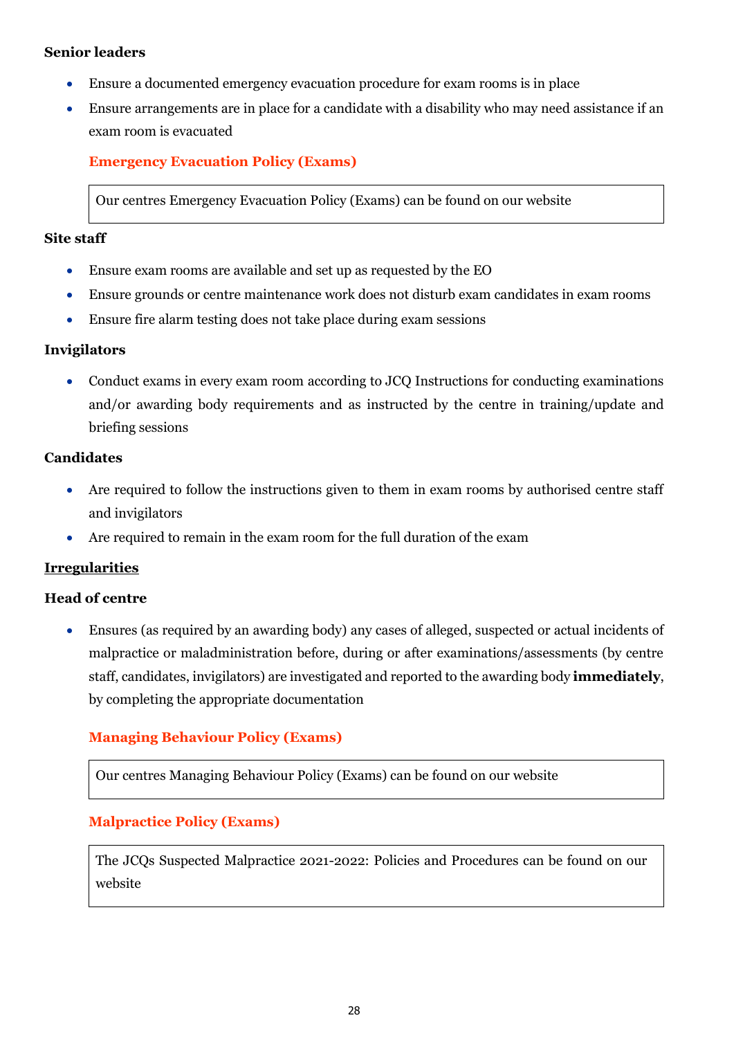**Senior leaders**

- Ensure a documented emergency evacuation procedure for exam rooms is in place
- Ensure arrangements are in place for a candidate with a disability who may need assistance if an exam room is evacuated

**Emergency Evacuation Policy (Exams)**

| Our centres Emergency Evacuation Policy (Exams) can be found on our website |
|---|

**Site staff**

- Ensure exam rooms are available and set up as requested by the EO
- Ensure grounds or centre maintenance work does not disturb exam candidates in exam rooms
- Ensure fire alarm testing does not take place during exam sessions

**Invigilators**

- Conduct exams in every exam room according to JCQ Instructions for conducting examinations and/or awarding body requirements and as instructed by the centre in training/update and briefing sessions

**Candidates**

- Are required to follow the instructions given to them in exam rooms by authorised centre staff and invigilators
- Are required to remain in the exam room for the full duration of the exam

**Irregularities**

**Head of centre**

- Ensures (as required by an awarding body) any cases of alleged, suspected or actual incidents of malpractice or maladministration before, during or after examinations/assessments (by centre staff, candidates, invigilators) are investigated and reported to the awarding body **immediately**, by completing the appropriate documentation

**Managing Behaviour Policy (Exams)**

| Our centres Managing Behaviour Policy (Exams) can be found on our website |
|---|

**Malpractice Policy (Exams)**

| The JCQs Suspected Malpractice 2021-2022: Policies and Procedures can be found on our website |
|---|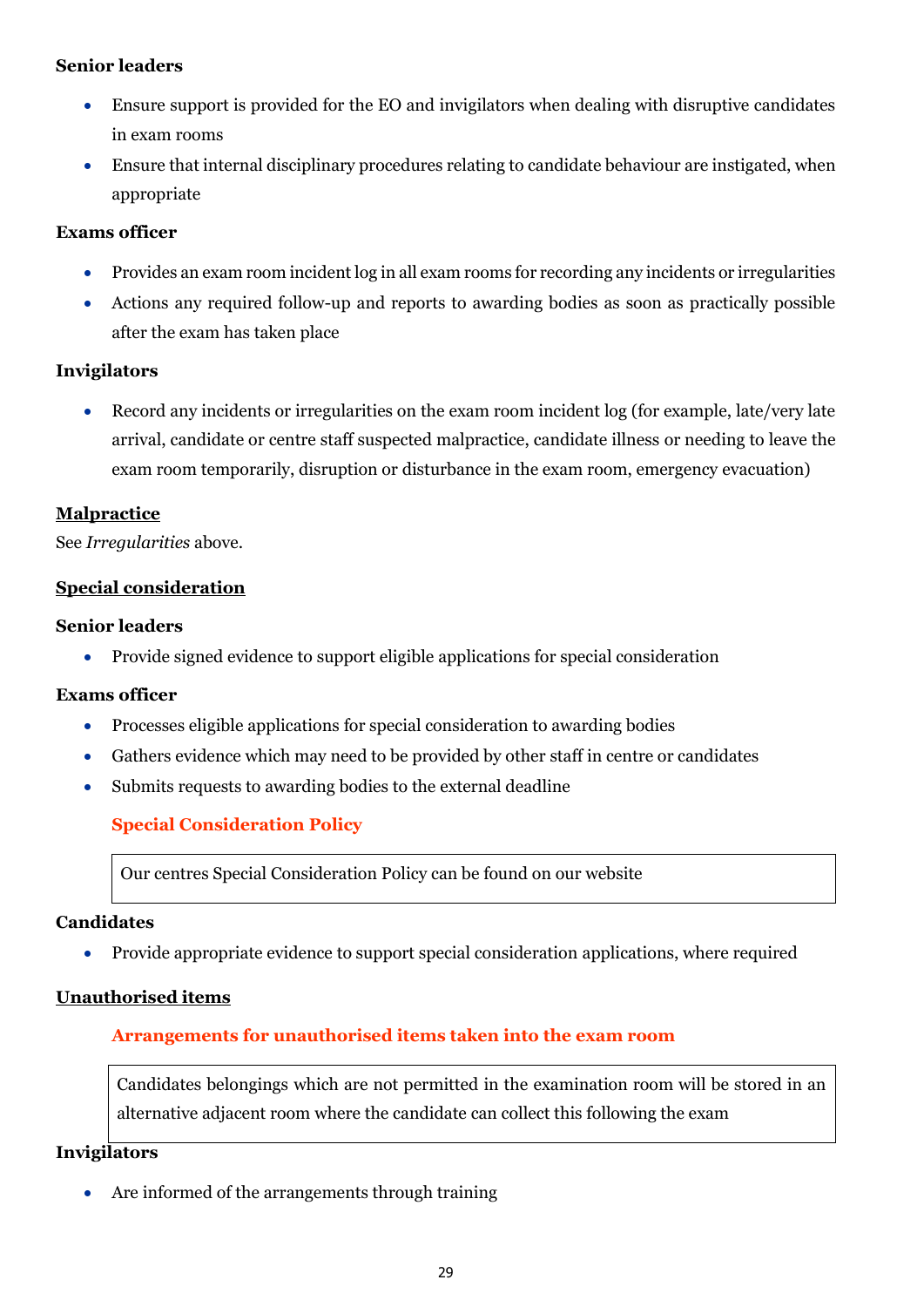**Senior leaders**

- Ensure support is provided for the EO and invigilators when dealing with disruptive candidates in exam rooms
- Ensure that internal disciplinary procedures relating to candidate behaviour are instigated, when appropriate

**Exams officer**

- Provides an exam room incident log in all exam rooms for recording any incidents or irregularities
- Actions any required follow-up and reports to awarding bodies as soon as practically possible after the exam has taken place

**Invigilators**

- Record any incidents or irregularities on the exam room incident log (for example, late/very late arrival, candidate or centre staff suspected malpractice, candidate illness or needing to leave the exam room temporarily, disruption or disturbance in the exam room, emergency evacuation)

## Malpractice

See *Irregularities* above.

## Special consideration

**Senior leaders**

- Provide signed evidence to support eligible applications for special consideration

**Exams officer**

- Processes eligible applications for special consideration to awarding bodies
- Gathers evidence which may need to be provided by other staff in centre or candidates
- Submits requests to awarding bodies to the external deadline

**Special Consideration Policy**

| Our centres Special Consideration Policy can be found on our website |
|---|

**Candidates**

- Provide appropriate evidence to support special consideration applications, where required

## Unauthorised items

**Arrangements for unauthorised items taken into the exam room**

| Candidates belongings which are not permitted in the examination room will be stored in an alternative adjacent room where the candidate can collect this following the exam |
|---|

**Invigilators**

- Are informed of the arrangements through training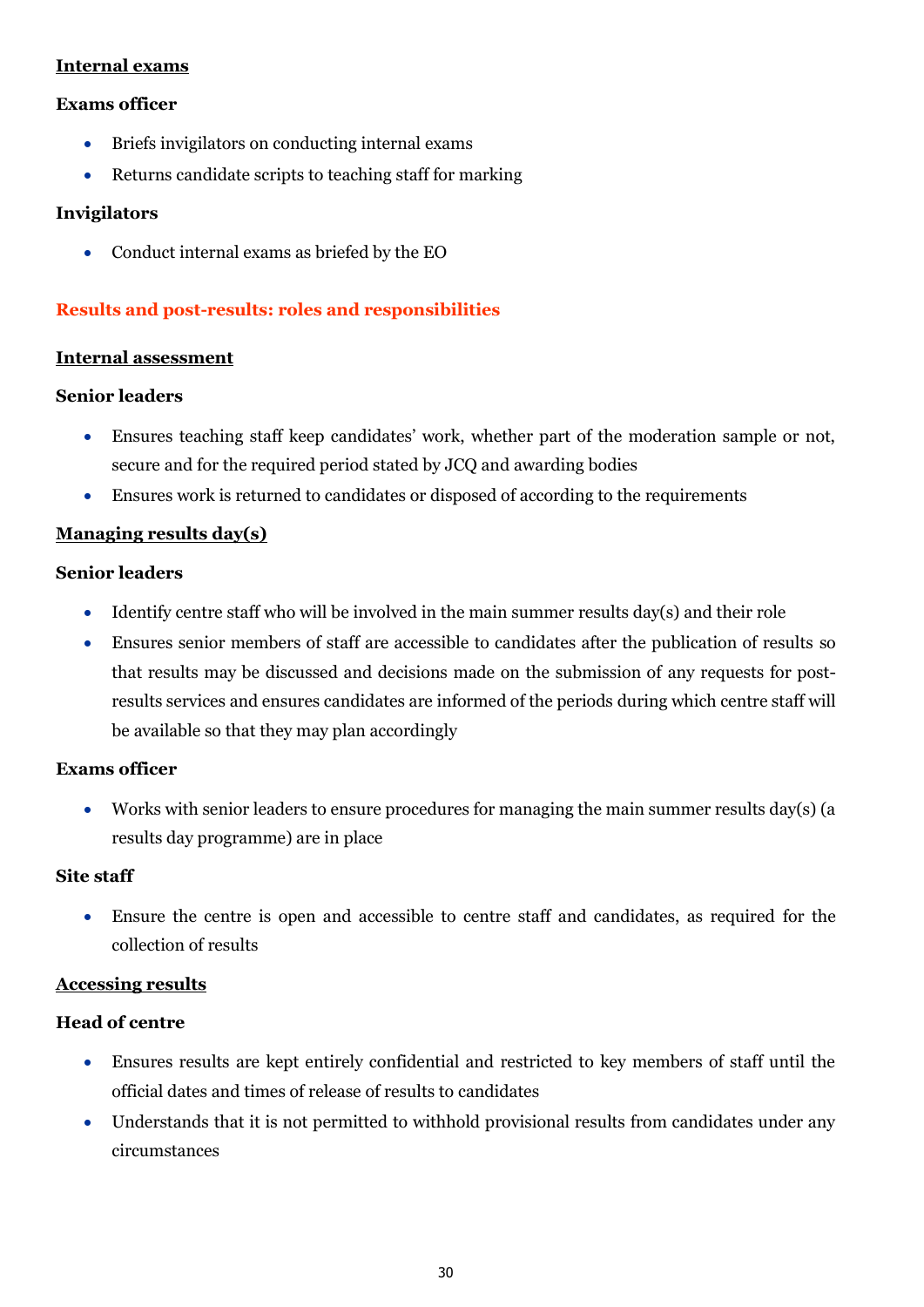**Internal exams**

**Exams officer**

- Briefs invigilators on conducting internal exams
- Returns candidate scripts to teaching staff for marking

**Invigilators**

- Conduct internal exams as briefed by the EO

## Results and post-results: roles and responsibilities

**Internal assessment**

**Senior leaders**

- Ensures teaching staff keep candidates' work, whether part of the moderation sample or not, secure and for the required period stated by JCQ and awarding bodies
- Ensures work is returned to candidates or disposed of according to the requirements

**Managing results day(s)**

**Senior leaders**

- Identify centre staff who will be involved in the main summer results day(s) and their role
- Ensures senior members of staff are accessible to candidates after the publication of results so that results may be discussed and decisions made on the submission of any requests for post-results services and ensures candidates are informed of the periods during which centre staff will be available so that they may plan accordingly

**Exams officer**

- Works with senior leaders to ensure procedures for managing the main summer results day(s) (a results day programme) are in place

**Site staff**

- Ensure the centre is open and accessible to centre staff and candidates, as required for the collection of results

**Accessing results**

**Head of centre**

- Ensures results are kept entirely confidential and restricted to key members of staff until the official dates and times of release of results to candidates
- Understands that it is not permitted to withhold provisional results from candidates under any circumstances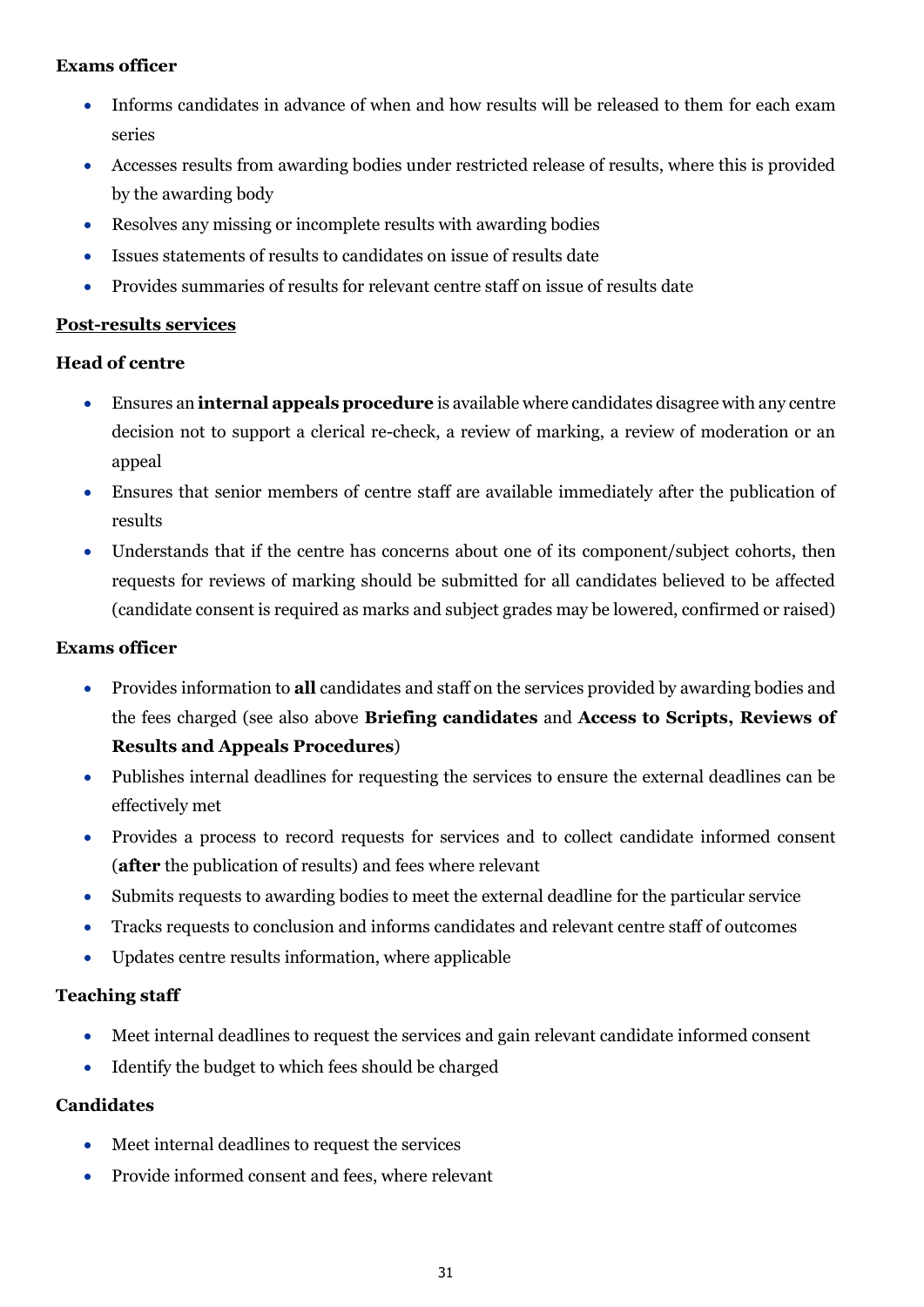**Exams officer**

- Informs candidates in advance of when and how results will be released to them for each exam series
- Accesses results from awarding bodies under restricted release of results, where this is provided by the awarding body
- Resolves any missing or incomplete results with awarding bodies
- Issues statements of results to candidates on issue of results date
- Provides summaries of results for relevant centre staff on issue of results date

**Post-results services**

**Head of centre**

- Ensures an **internal appeals procedure** is available where candidates disagree with any centre decision not to support a clerical re-check, a review of marking, a review of moderation or an appeal
- Ensures that senior members of centre staff are available immediately after the publication of results
- Understands that if the centre has concerns about one of its component/subject cohorts, then requests for reviews of marking should be submitted for all candidates believed to be affected (candidate consent is required as marks and subject grades may be lowered, confirmed or raised)

**Exams officer**

- Provides information to **all** candidates and staff on the services provided by awarding bodies and the fees charged (see also above **Briefing candidates** and **Access to Scripts, Reviews of Results and Appeals Procedures**)
- Publishes internal deadlines for requesting the services to ensure the external deadlines can be effectively met
- Provides a process to record requests for services and to collect candidate informed consent (**after** the publication of results) and fees where relevant
- Submits requests to awarding bodies to meet the external deadline for the particular service
- Tracks requests to conclusion and informs candidates and relevant centre staff of outcomes
- Updates centre results information, where applicable

**Teaching staff**

- Meet internal deadlines to request the services and gain relevant candidate informed consent
- Identify the budget to which fees should be charged

**Candidates**

- Meet internal deadlines to request the services
- Provide informed consent and fees, where relevant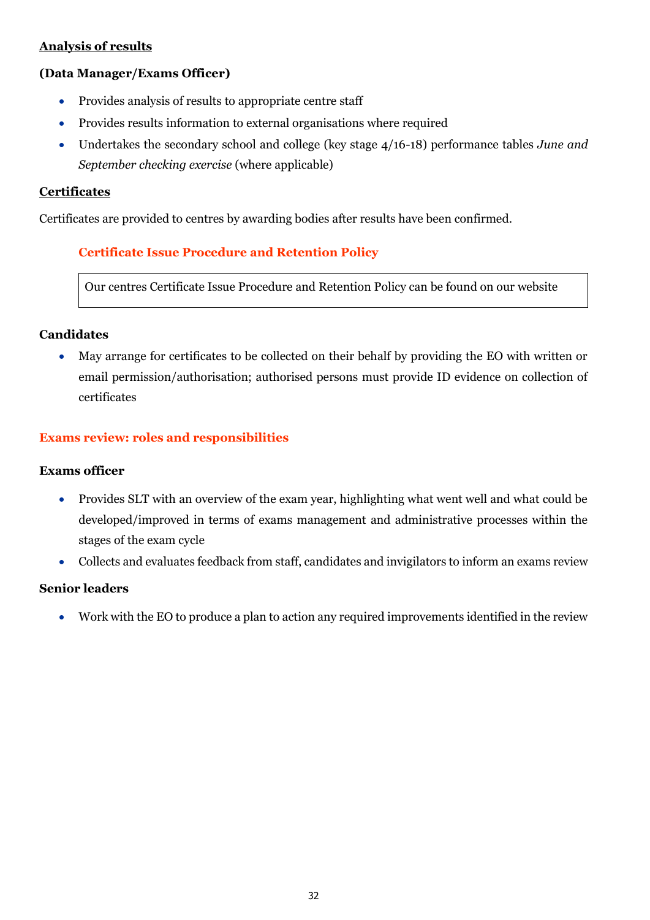**Analysis of results**

**(Data Manager/Exams Officer)**

- Provides analysis of results to appropriate centre staff
- Provides results information to external organisations where required
- Undertakes the secondary school and college (key stage 4/16-18) performance tables *June and September checking exercise* (where applicable)

**Certificates**

Certificates are provided to centres by awarding bodies after results have been confirmed.

### Certificate Issue Procedure and Retention Policy

Our centres Certificate Issue Procedure and Retention Policy can be found on our website

**Candidates**

- May arrange for certificates to be collected on their behalf by providing the EO with written or email permission/authorisation; authorised persons must provide ID evidence on collection of certificates

## Exams review: roles and responsibilities

**Exams officer**

- Provides SLT with an overview of the exam year, highlighting what went well and what could be developed/improved in terms of exams management and administrative processes within the stages of the exam cycle
- Collects and evaluates feedback from staff, candidates and invigilators to inform an exams review

**Senior leaders**

- Work with the EO to produce a plan to action any required improvements identified in the review